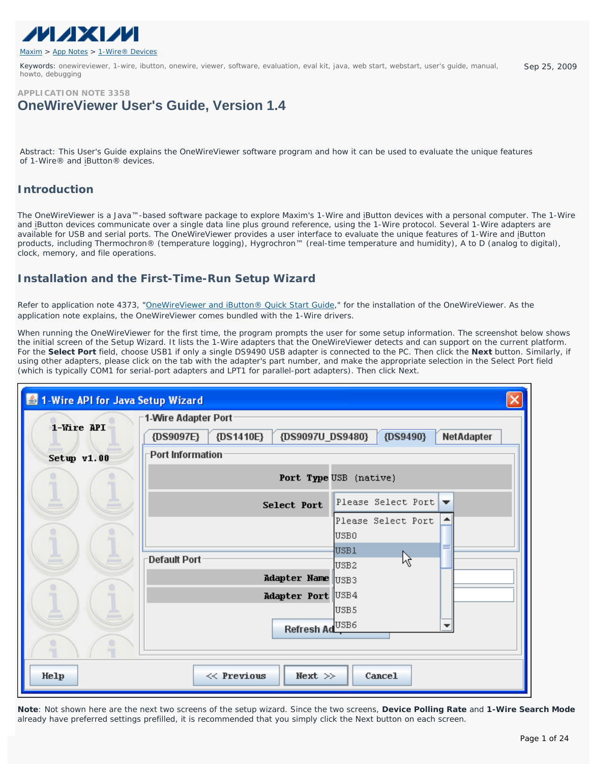Maxim > App Notes > 1-Wire® Devices

Keywords: onewireviewer, 1-wire, ibutton, onewire, viewer, software, evaluation, eval kit, java, web start, webstart, user's guide, manual, howto, debugging

Sep 25, 2009

APPLICATION NOTE 3358

# OneWireViewer User's Guide, Version 1.4

Abstract: This User's Guide explains the OneWireViewer software program and how it can be used to evaluate the unique features of 1-Wire® and iButton® devices.

## Introduction

The OneWireViewer is a Java™-based software package to explore Maxim's 1-Wire and iButton devices with a personal computer. The 1-Wire and iButton devices communicate over a single data line plus ground reference, using the 1-Wire protocol. Several 1-Wire adapters are available for USB and serial ports. The OneWireViewer provides a user interface to evaluate the unique features of 1-Wire and iButton products, including Thermochron® (temperature logging), Hygrochron™ (real-time temperature and humidity), A to D (analog to digital), clock, memory, and file operations.

## Installation and the First-Time-Run Setup Wizard

Refer to application note 4373, "OneWireViewer and iButton® Quick Start Guide," for the installation of the OneWireViewer. As the application note explains, the OneWireViewer comes bundled with the 1-Wire drivers.

When running the OneWireViewer for the first time, the program prompts the user for some setup information. The screenshot below shows the initial screen of the Setup Wizard. It lists the 1-Wire adapters that the OneWireViewer detects and can support on the current platform. For the **Select Port** field, choose USB1 if only a single DS9490 USB adapter is connected to the PC. Then click the **Next** button. Similarly, if using other adapters, please click on the tab with the adapter's part number, and make the appropriate selection in the Select Port field (which is typically COM1 for serial-port adapters and LPT1 for parallel-port adapters). Then click Next.

**Note**: Not shown here are the next two screens of the setup wizard. Since the two screens, **Device Polling Rate** and **1-Wire Search Mode** already have preferred settings prefilled, it is recommended that you simply click the Next button on each screen.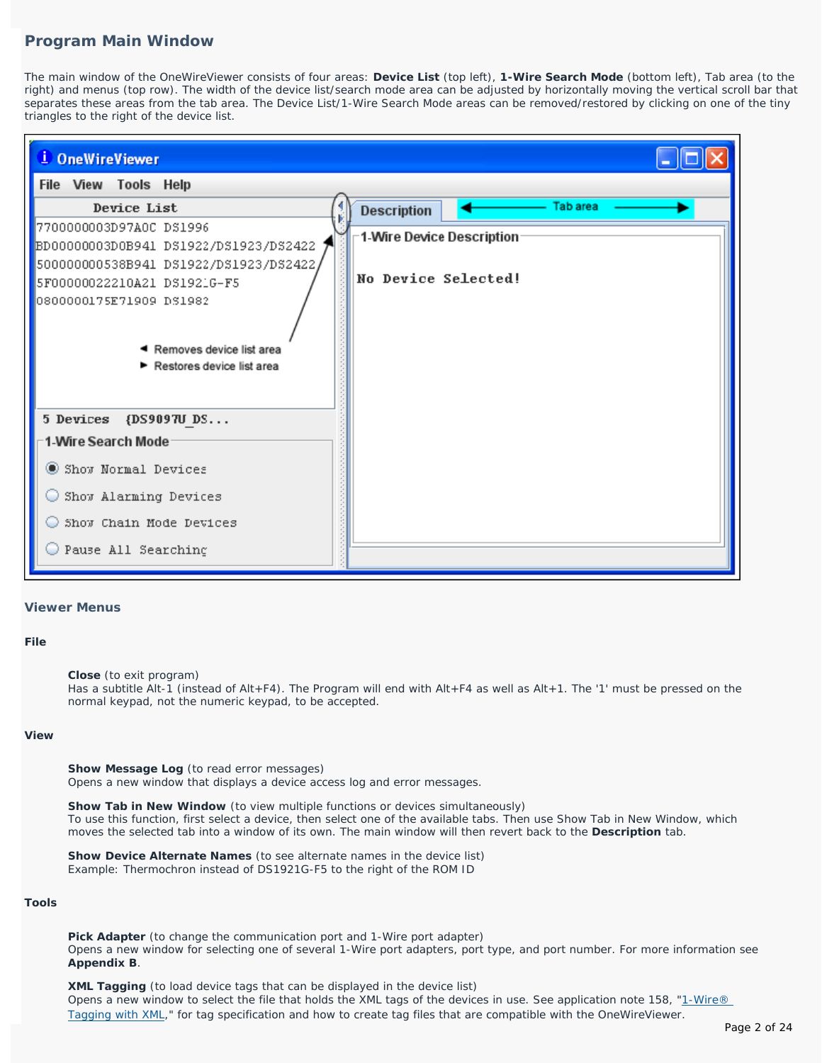## Program Main Window

The main window of the OneWireViewer consists of four areas: **Device List** (top left), **1-Wire Search Mode** (bottom left), Tab area (to the right) and menus (top row). The width of the device list/search mode area can be adjusted by horizontally moving the vertical scroll bar that separates these areas from the tab area. The Device List/1-Wire Search Mode areas can be removed/restored by clicking on one of the tiny triangles to the right of the device list.

### Viewer Menus

#### File

**Close** (to exit program)
Has a subtitle Alt-1 (instead of Alt+F4). The Program will end with Alt+F4 as well as Alt+1. The '1' must be pressed on the normal keypad, not the numeric keypad, to be accepted.

#### View

**Show Message Log** (to read error messages)
Opens a new window that displays a device access log and error messages.

**Show Tab in New Window** (to view multiple functions or devices simultaneously)
To use this function, first select a device, then select one of the available tabs. Then use Show Tab in New Window, which moves the selected tab into a window of its own. The main window will then revert back to the **Description** tab.

**Show Device Alternate Names** (to see alternate names in the device list)
Example: Thermochron instead of DS1921G-F5 to the right of the ROM ID

#### Tools

**Pick Adapter** (to change the communication port and 1-Wire port adapter)
Opens a new window for selecting one of several 1-Wire port adapters, port type, and port number. For more information see **Appendix B**.

**XML Tagging** (to load device tags that can be displayed in the device list)
Opens a new window to select the file that holds the XML tags of the devices in use. See application note 158, "1-Wire® Tagging with XML," for tag specification and how to create tag files that are compatible with the OneWireViewer.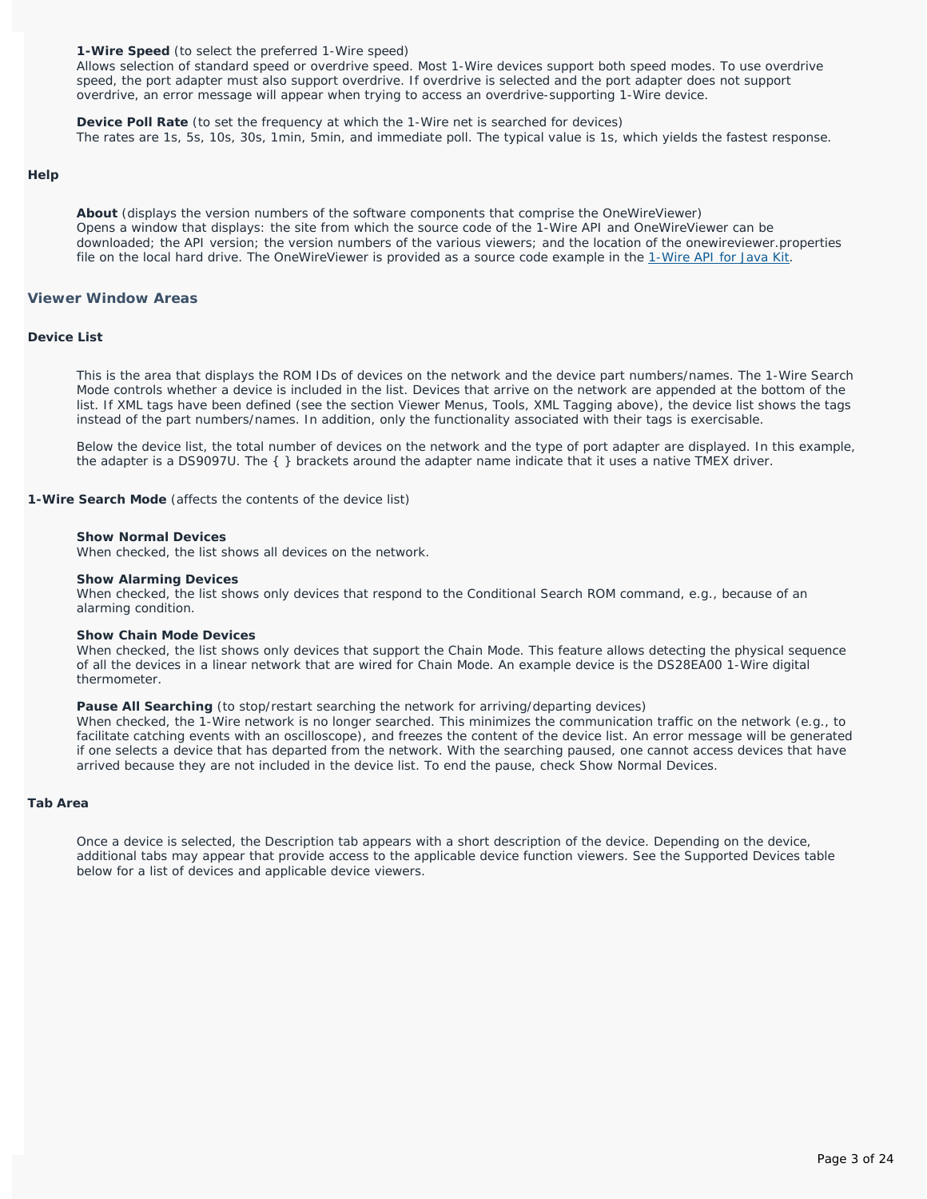**1-Wire Speed** (to select the preferred 1-Wire speed)
Allows selection of standard speed or overdrive speed. Most 1-Wire devices support both speed modes. To use overdrive speed, the port adapter must also support overdrive. If overdrive is selected and the port adapter does not support overdrive, an error message will appear when trying to access an overdrive-supporting 1-Wire device.

**Device Poll Rate** (to set the frequency at which the 1-Wire net is searched for devices)
The rates are 1s, 5s, 10s, 30s, 1min, 5min, and immediate poll. The typical value is 1s, which yields the fastest response.

#### Help

**About** (displays the version numbers of the software components that comprise the OneWireViewer)
Opens a window that displays: the site from which the source code of the 1-Wire API and OneWireViewer can be downloaded; the API version; the version numbers of the various viewers; and the location of the onewireviewer.properties file on the local hard drive. The OneWireViewer is provided as a source code example in the 1-Wire API for Java Kit.

### Viewer Window Areas

#### Device List

This is the area that displays the ROM IDs of devices on the network and the device part numbers/names. The 1-Wire Search Mode controls whether a device is included in the list. Devices that arrive on the network are appended at the bottom of the list. If XML tags have been defined (see the section Viewer Menus, Tools, XML Tagging above), the device list shows the tags instead of the part numbers/names. In addition, only the functionality associated with their tags is exercisable.

Below the device list, the total number of devices on the network and the type of port adapter are displayed. In this example, the adapter is a DS9097U. The { } brackets around the adapter name indicate that it uses a native TMEX driver.

**1-Wire Search Mode** (affects the contents of the device list)

**Show Normal Devices**
When checked, the list shows all devices on the network.

**Show Alarming Devices**
When checked, the list shows only devices that respond to the Conditional Search ROM command, e.g., because of an alarming condition.

**Show Chain Mode Devices**
When checked, the list shows only devices that support the Chain Mode. This feature allows detecting the physical sequence of all the devices in a linear network that are wired for Chain Mode. An example device is the DS28EA00 1-Wire digital thermometer.

**Pause All Searching** (to stop/restart searching the network for arriving/departing devices)
When checked, the 1-Wire network is no longer searched. This minimizes the communication traffic on the network (e.g., to facilitate catching events with an oscilloscope), and freezes the content of the device list. An error message will be generated if one selects a device that has departed from the network. With the searching paused, one cannot access devices that have arrived because they are not included in the device list. To end the pause, check Show Normal Devices.

#### Tab Area

Once a device is selected, the Description tab appears with a short description of the device. Depending on the device, additional tabs may appear that provide access to the applicable device function viewers. See the Supported Devices table below for a list of devices and applicable device viewers.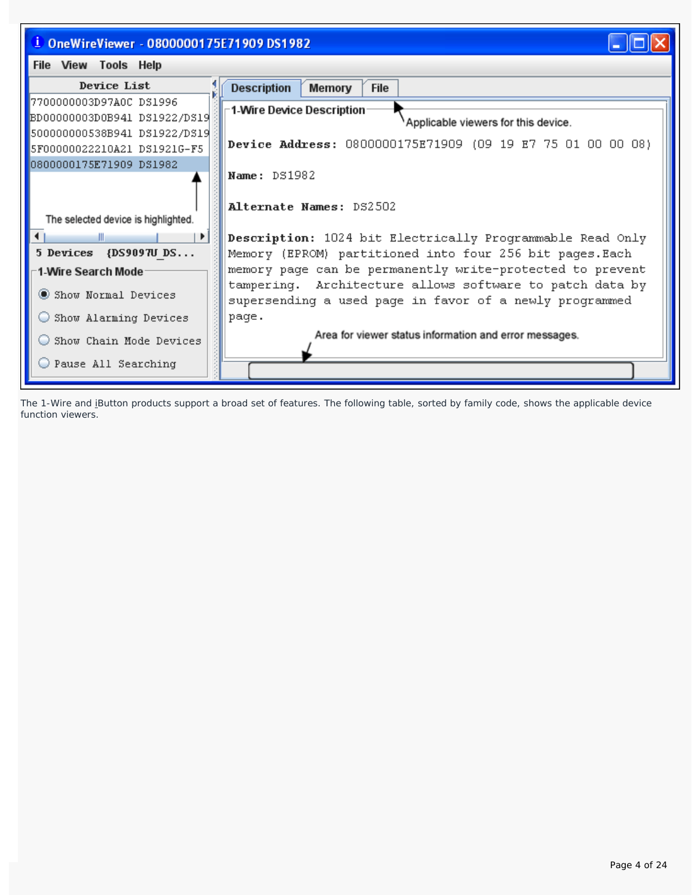The 1-Wire and iButton products support a broad set of features. The following table, sorted by family code, shows the applicable device function viewers.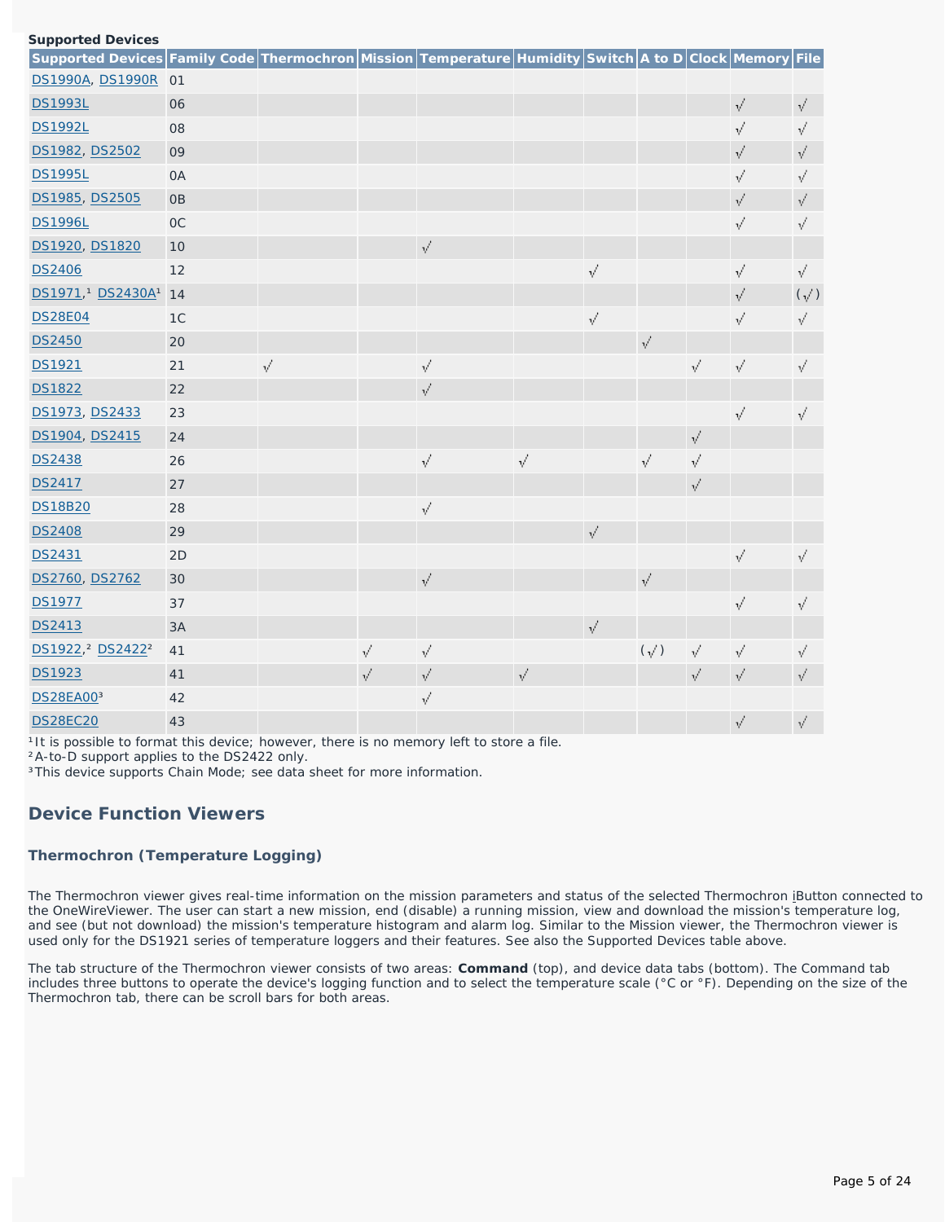**Supported Devices**

| Supported Devices | Family Code | Thermochron | Mission | Temperature | Humidity | Switch | A to D | Clock | Memory | File |
|---|---|---|---|---|---|---|---|---|---|---|
| DS1990A, DS1990R | 01 | | | | | | | | | |
| DS1993L | 06 | | | | | | | | √ | √ |
| DS1992L | 08 | | | | | | | | √ | √ |
| DS1982, DS2502 | 09 | | | | | | | | √ | √ |
| DS1995L | 0A | | | | | | | | √ | √ |
| DS1985, DS2505 | 0B | | | | | | | | √ | √ |
| DS1996L | 0C | | | | | | | | √ | √ |
| DS1920, DS1820 | 10 | | | √ | | | | | | |
| DS2406 | 12 | | | | | √ | | | √ | √ |
| DS1971,[1] DS2430A[1] | 14 | | | | | | | | √ | (√) |
| DS28E04 | 1C | | | | | √ | | | √ | √ |
| DS2450 | 20 | | | | | | √ | | | |
| DS1921 | 21 | √ | | √ | | | | √ | √ | √ |
| DS1822 | 22 | | | √ | | | | | | |
| DS1973, DS2433 | 23 | | | | | | | | √ | √ |
| DS1904, DS2415 | 24 | | | | | | | √ | | |
| DS2438 | 26 | | | √ | √ | | √ | √ | | |
| DS2417 | 27 | | | | | | | √ | | |
| DS18B20 | 28 | | | √ | | | | | | |
| DS2408 | 29 | | | | | √ | | | | |
| DS2431 | 2D | | | | | | | | √ | √ |
| DS2760, DS2762 | 30 | | | √ | | | √ | | | |
| DS1977 | 37 | | | | | | | | √ | √ |
| DS2413 | 3A | | | | | √ | | | | |
| DS1922,[2] DS2422[2] | 41 | | √ | √ | | | (√) | √ | √ | √ |
| DS1923 | 41 | | √ | √ | √ | | | √ | √ | √ |
| DS28EA00[3] | 42 | | | √ | | | | | | |
| DS28EC20 | 43 | | | | | | | | √ | √ |

[1] It is possible to format this device; however, there is no memory left to store a file.
[2] A-to-D support applies to the DS2422 only.
[3] This device supports Chain Mode; see data sheet for more information.

## Device Function Viewers

### Thermochron (Temperature Logging)

The Thermochron viewer gives real-time information on the mission parameters and status of the selected Thermochron iButton connected to the OneWireViewer. The user can start a new mission, end (disable) a running mission, view and download the mission's temperature log, and see (but not download) the mission's temperature histogram and alarm log. Similar to the Mission viewer, the Thermochron viewer is used only for the DS1921 series of temperature loggers and their features. See also the Supported Devices table above.

The tab structure of the Thermochron viewer consists of two areas: **Command** (top), and device data tabs (bottom). The Command tab includes three buttons to operate the device's logging function and to select the temperature scale (°C or °F). Depending on the size of the Thermochron tab, there can be scroll bars for both areas.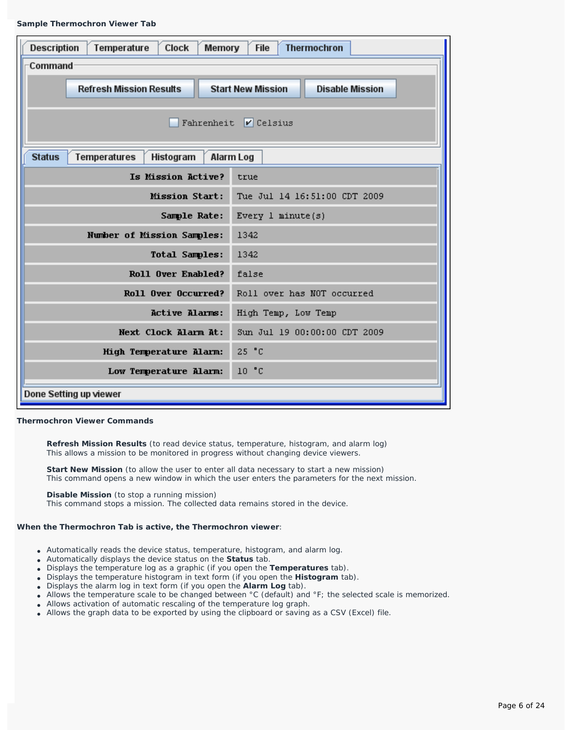**Sample Thermochron Viewer Tab**

Description | Temperature | Clock | Memory | File | **Thermochron**

Command

Refresh Mission Results | Start New Mission | Disable Mission

☐ Fahrenheit ☑ Celsius

**Status** | Temperatures | Histogram | Alarm Log

| | |
|---|---|
| **Is Mission Active?** | true |
| **Mission Start:** | Tue Jul 14 16:51:00 CDT 2009 |
| **Sample Rate:** | Every 1 minute(s) |
| **Number of Mission Samples:** | 1342 |
| **Total Samples:** | 1342 |
| **Roll Over Enabled?** | false |
| **Roll Over Occurred?** | Roll over has NOT occurred |
| **Active Alarms:** | High Temp, Low Temp |
| **Next Clock Alarm At:** | Sun Jul 19 00:00:00 CDT 2009 |
| **High Temperature Alarm:** | 25 °C |
| **Low Temperature Alarm:** | 10 °C |

Done Setting up viewer

**Thermochron Viewer Commands**

**Refresh Mission Results** (to read device status, temperature, histogram, and alarm log)
This allows a mission to be monitored in progress without changing device viewers.

**Start New Mission** (to allow the user to enter all data necessary to start a new mission)
This command opens a new window in which the user enters the parameters for the next mission.

**Disable Mission** (to stop a running mission)
This command stops a mission. The collected data remains stored in the device.

**When the Thermochron Tab is active, the Thermochron viewer**:

- Automatically reads the device status, temperature, histogram, and alarm log.
- Automatically displays the device status on the **Status** tab.
- Displays the temperature log as a graphic (if you open the **Temperatures** tab).
- Displays the temperature histogram in text form (if you open the **Histogram** tab).
- Displays the alarm log in text form (if you open the **Alarm Log** tab).
- Allows the temperature scale to be changed between °C (default) and °F; the selected scale is memorized.
- Allows activation of automatic rescaling of the temperature log graph.
- Allows the graph data to be exported by using the clipboard or saving as a CSV (Excel) file.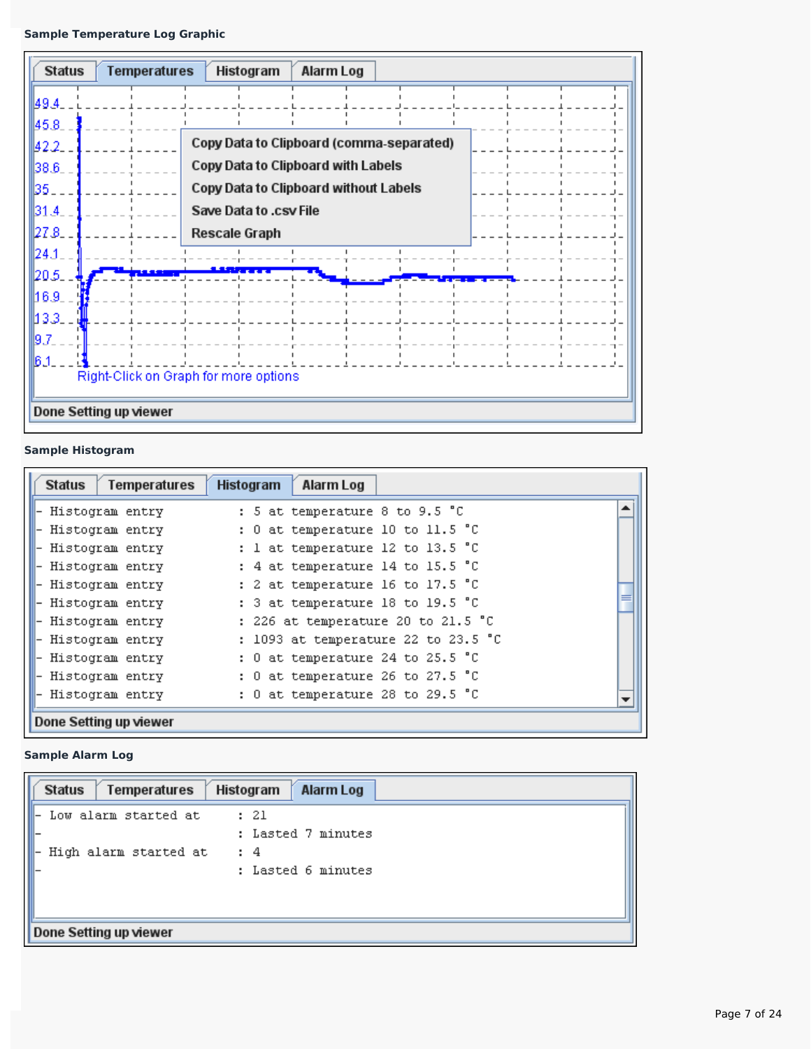**Sample Temperature Log Graphic**

Status | Temperatures | Histogram | Alarm Log

49.4
45.8
42.2
38.6
35
31.4
27.8
24.1
20.5
16.9
13.3
9.7
6.1

Copy Data to Clipboard (comma-separated)
Copy Data to Clipboard with Labels
Copy Data to Clipboard without Labels
Save Data to .csv File
Rescale Graph

Right-Click on Graph for more options

Done Setting up viewer

**Sample Histogram**

Status | Temperatures | Histogram | Alarm Log

```
- Histogram entry          : 5 at temperature 8 to 9.5 °C
- Histogram entry          : 0 at temperature 10 to 11.5 °C
- Histogram entry          : 1 at temperature 12 to 13.5 °C
- Histogram entry          : 4 at temperature 14 to 15.5 °C
- Histogram entry          : 2 at temperature 16 to 17.5 °C
- Histogram entry          : 3 at temperature 18 to 19.5 °C
- Histogram entry          : 226 at temperature 20 to 21.5 °C
- Histogram entry          : 1093 at temperature 22 to 23.5 °C
- Histogram entry          : 0 at temperature 24 to 25.5 °C
- Histogram entry          : 0 at temperature 26 to 27.5 °C
- Histogram entry          : 0 at temperature 28 to 29.5 °C
```

Done Setting up viewer

**Sample Alarm Log**

Status | Temperatures | Histogram | Alarm Log

```
- Low alarm started at     : 21
-                          : Lasted 7 minutes
- High alarm started at    : 4
-                          : Lasted 6 minutes
```

Done Setting up viewer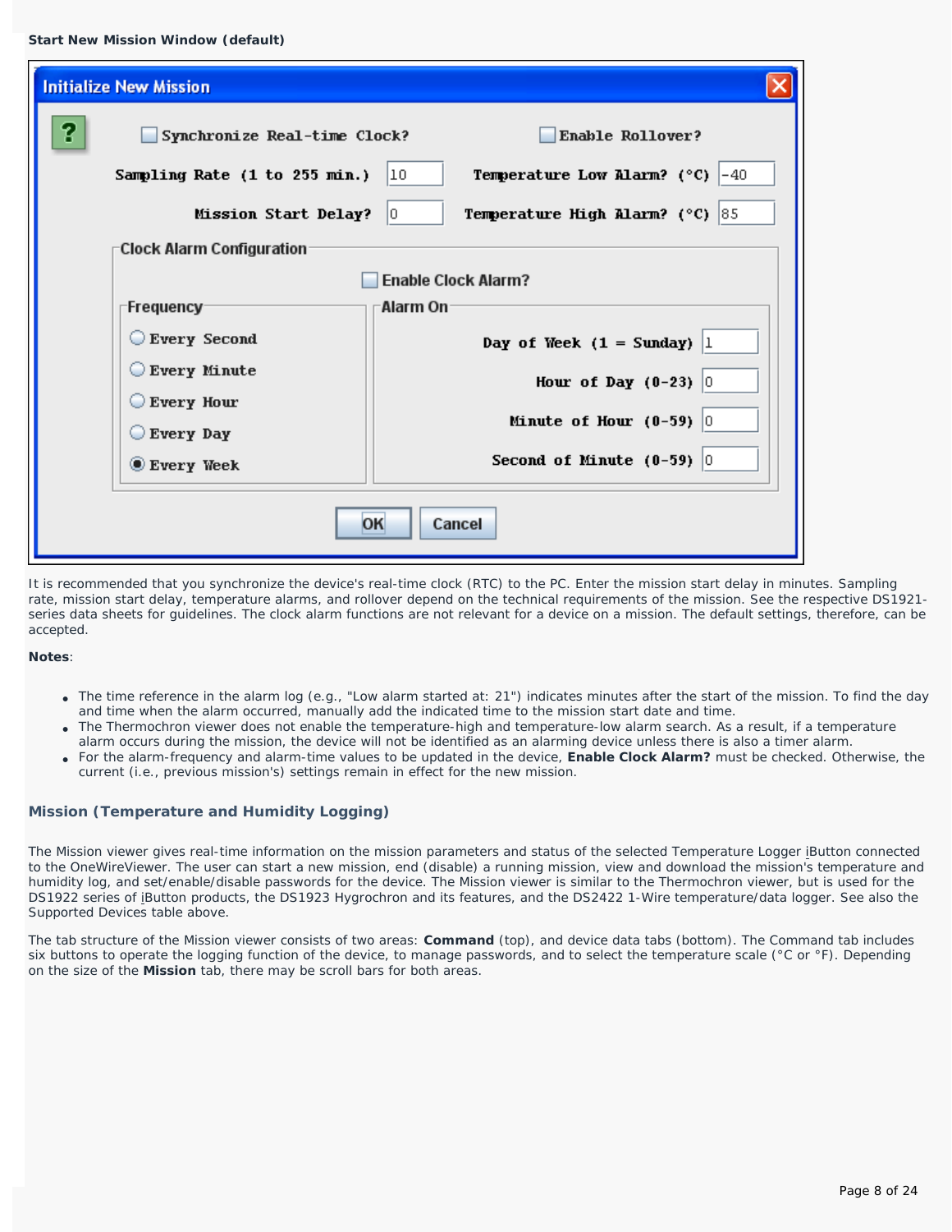**Start New Mission Window (default)**

It is recommended that you synchronize the device's real-time clock (RTC) to the PC. Enter the mission start delay in minutes. Sampling rate, mission start delay, temperature alarms, and rollover depend on the technical requirements of the mission. See the respective DS1921-series data sheets for guidelines. The clock alarm functions are not relevant for a device on a mission. The default settings, therefore, can be accepted.

**Notes**:

- The time reference in the alarm log (e.g., "Low alarm started at: 21") indicates minutes after the start of the mission. To find the day and time when the alarm occurred, manually add the indicated time to the mission start date and time.
- The Thermochron viewer does not enable the temperature-high and temperature-low alarm search. As a result, if a temperature alarm occurs during the mission, the device will not be identified as an alarming device unless there is also a timer alarm.
- For the alarm-frequency and alarm-time values to be updated in the device, **Enable Clock Alarm?** must be checked. Otherwise, the current (i.e., previous mission's) settings remain in effect for the new mission.

### Mission (Temperature and Humidity Logging)

The Mission viewer gives real-time information on the mission parameters and status of the selected Temperature Logger iButton connected to the OneWireViewer. The user can start a new mission, end (disable) a running mission, view and download the mission's temperature and humidity log, and set/enable/disable passwords for the device. The Mission viewer is similar to the Thermochron viewer, but is used for the DS1922 series of iButton products, the DS1923 Hygrochron and its features, and the DS2422 1-Wire temperature/data logger. See also the Supported Devices table above.

The tab structure of the Mission viewer consists of two areas: **Command** (top), and device data tabs (bottom). The Command tab includes six buttons to operate the logging function of the device, to manage passwords, and to select the temperature scale (°C or °F). Depending on the size of the **Mission** tab, there may be scroll bars for both areas.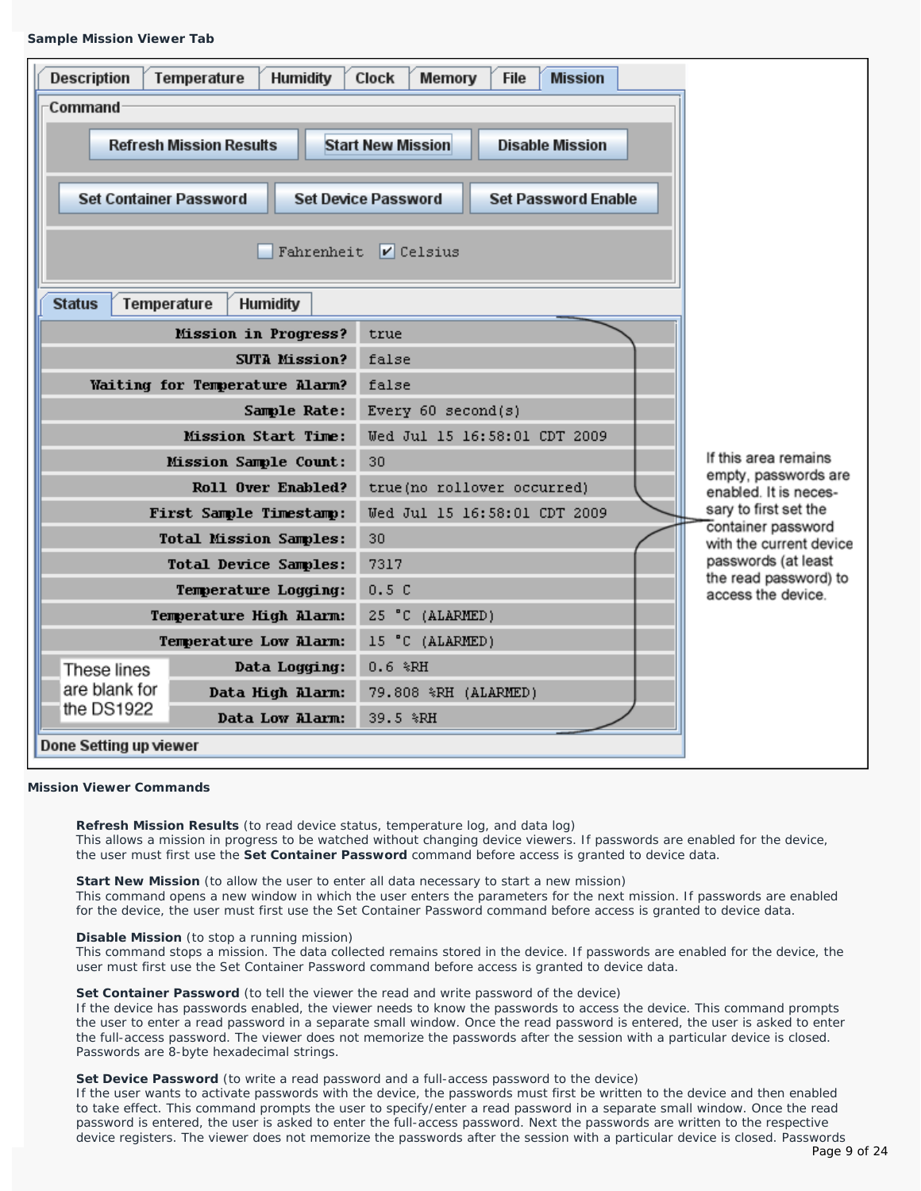**Sample Mission Viewer Tab**

Description | Temperature | Humidity | Clock | Memory | File | Mission

Command

Refresh Mission Results | Start New Mission | Disable Mission

Set Container Password | Set Device Password | Set Password Enable

☐ Fahrenheit ☑ Celsius

Status | Temperature | Humidity

| Field | Value |
| --- | --- |
| Mission in Progress? | true |
| SUTA Mission? | false |
| Waiting for Temperature Alarm? | false |
| Sample Rate: | Every 60 second(s) |
| Mission Start Time: | Wed Jul 15 16:58:01 CDT 2009 |
| Mission Sample Count: | 30 |
| Roll Over Enabled? | true(no rollover occurred) |
| First Sample Timestamp: | Wed Jul 15 16:58:01 CDT 2009 |
| Total Mission Samples: | 30 |
| Total Device Samples: | 7317 |
| Temperature Logging: | 0.5 C |
| Temperature High Alarm: | 25 °C (ALARMED) |
| Temperature Low Alarm: | 15 °C (ALARMED) |
| Data Logging: | 0.6 %RH |
| Data High Alarm: | 79.808 %RH (ALARMED) |
| Data Low Alarm: | 39.5 %RH |

Done Setting up viewer

These lines are blank for the DS1922

If this area remains empty, passwords are enabled. It is necessary to first set the container password with the current device passwords (at least the read password) to access the device.

**Mission Viewer Commands**

**Refresh Mission Results** (to read device status, temperature log, and data log)
This allows a mission in progress to be watched without changing device viewers. If passwords are enabled for the device, the user must first use the **Set Container Password** command before access is granted to device data.

**Start New Mission** (to allow the user to enter all data necessary to start a new mission)
This command opens a new window in which the user enters the parameters for the next mission. If passwords are enabled for the device, the user must first use the Set Container Password command before access is granted to device data.

**Disable Mission** (to stop a running mission)
This command stops a mission. The data collected remains stored in the device. If passwords are enabled for the device, the user must first use the Set Container Password command before access is granted to device data.

**Set Container Password** (to tell the viewer the read and write password of the device)
If the device has passwords enabled, the viewer needs to know the passwords to access the device. This command prompts the user to enter a read password in a separate small window. Once the read password is entered, the user is asked to enter the full-access password. The viewer does not memorize the passwords after the session with a particular device is closed. Passwords are 8-byte hexadecimal strings.

**Set Device Password** (to write a read password and a full-access password to the device)
If the user wants to activate passwords with the device, the passwords must first be written to the device and then enabled to take effect. This command prompts the user to specify/enter a read password in a separate small window. Once the read password is entered, the user is asked to enter the full-access password. Next the passwords are written to the respective device registers. The viewer does not memorize the passwords after the session with a particular device is closed. Passwords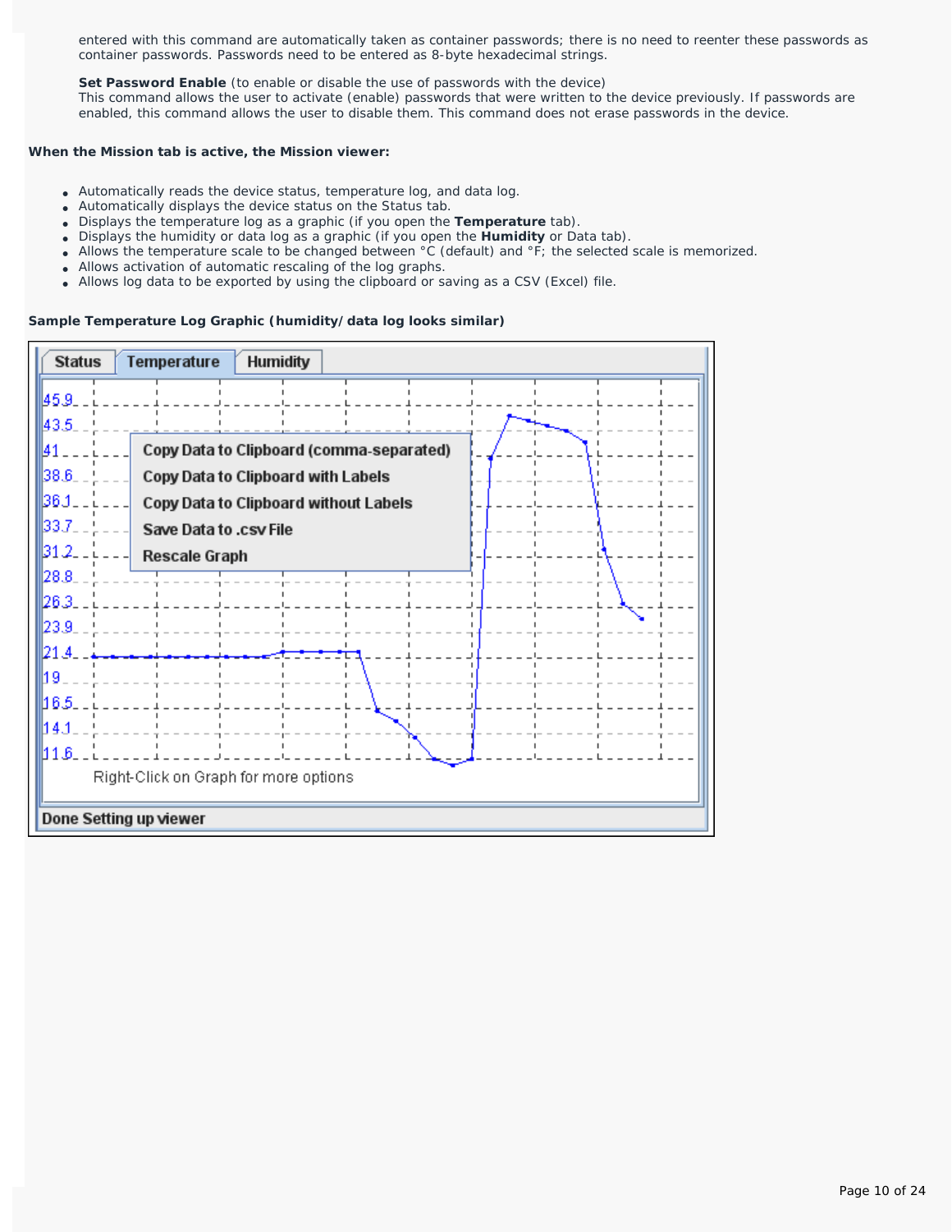entered with this command are automatically taken as container passwords; there is no need to reenter these passwords as container passwords. Passwords need to be entered as 8-byte hexadecimal strings.

**Set Password Enable** (to enable or disable the use of passwords with the device)
This command allows the user to activate (enable) passwords that were written to the device previously. If passwords are enabled, this command allows the user to disable them. This command does not erase passwords in the device.

**When the Mission tab is active, the Mission viewer:**

- Automatically reads the device status, temperature log, and data log.
- Automatically displays the device status on the Status tab.
- Displays the temperature log as a graphic (if you open the **Temperature** tab).
- Displays the humidity or data log as a graphic (if you open the **Humidity** or Data tab).
- Allows the temperature scale to be changed between °C (default) and °F; the selected scale is memorized.
- Allows activation of automatic rescaling of the log graphs.
- Allows log data to be exported by using the clipboard or saving as a CSV (Excel) file.

**Sample Temperature Log Graphic (humidity/data log looks similar)**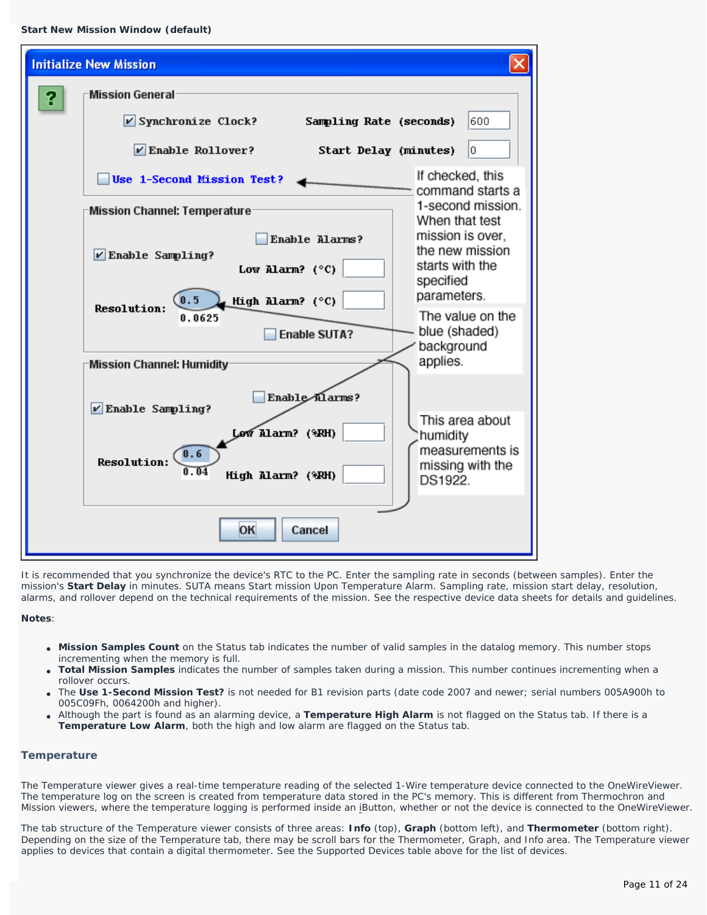**Start New Mission Window (default)**

**Initialize New Mission**

**Mission General**

- ☑ Synchronize Clock? — Sampling Rate (seconds): 600
- ☑ Enable Rollover? — Start Delay (minutes): 0
- ☐ Use 1-Second Mission Test?

If checked, this command starts a 1-second mission. When that test mission is over, the new mission starts with the specified parameters.

**Mission Channel: Temperature**

- ☑ Enable Sampling?
- ☐ Enable Alarms?
- Low Alarm? (°C)
- High Alarm? (°C)
- Resolution: 0.5 / 0.0625
- ☐ Enable SUTA?

The value on the blue (shaded) background applies.

**Mission Channel: Humidity**

- ☑ Enable Sampling?
- ☐ Enable Alarms?
- Low Alarm? (%RH)
- High Alarm? (%RH)
- Resolution: 0.6 / 0.04

This area about humidity measurements is missing with the DS1922.

OK | Cancel

It is recommended that you synchronize the device's RTC to the PC. Enter the sampling rate in seconds (between samples). Enter the mission's **Start Delay** in minutes. SUTA means Start mission Upon Temperature Alarm. Sampling rate, mission start delay, resolution, alarms, and rollover depend on the technical requirements of the mission. See the respective device data sheets for details and guidelines.

**Notes**:

- **Mission Samples Count** on the Status tab indicates the number of valid samples in the datalog memory. This number stops incrementing when the memory is full.
- **Total Mission Samples** indicates the number of samples taken during a mission. This number continues incrementing when a rollover occurs.
- The **Use 1-Second Mission Test?** is not needed for B1 revision parts (date code 2007 and newer; serial numbers 005A900h to 005C09Fh, 0064200h and higher).
- Although the part is found as an alarming device, a **Temperature High Alarm** is not flagged on the Status tab. If there is a **Temperature Low Alarm**, both the high and low alarm are flagged on the Status tab.

## Temperature

The Temperature viewer gives a real-time temperature reading of the selected 1-Wire temperature device connected to the OneWireViewer. The temperature log on the screen is created from temperature data stored in the PC's memory. This is different from Thermochron and Mission viewers, where the temperature logging is performed inside an iButton, whether or not the device is connected to the OneWireViewer.

The tab structure of the Temperature viewer consists of three areas: **Info** (top), **Graph** (bottom left), and **Thermometer** (bottom right). Depending on the size of the Temperature tab, there may be scroll bars for the Thermometer, Graph, and Info area. The Temperature viewer applies to devices that contain a digital thermometer. See the Supported Devices table above for the list of devices.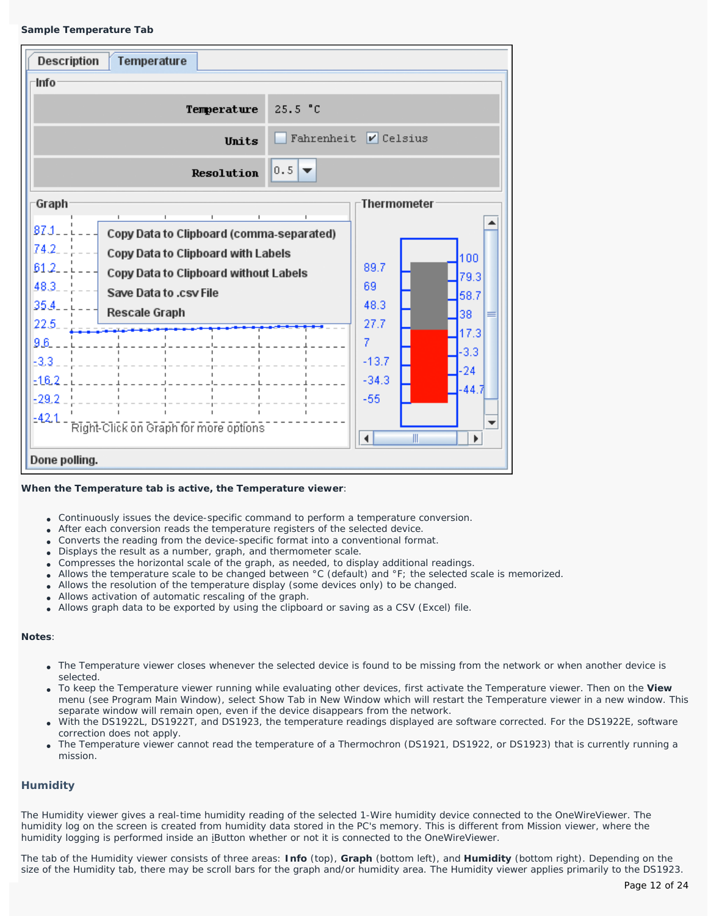**Sample Temperature Tab**

**When the Temperature tab is active, the Temperature viewer**:

- Continuously issues the device-specific command to perform a temperature conversion.
- After each conversion reads the temperature registers of the selected device.
- Converts the reading from the device-specific format into a conventional format.
- Displays the result as a number, graph, and thermometer scale.
- Compresses the horizontal scale of the graph, as needed, to display additional readings.
- Allows the temperature scale to be changed between °C (default) and °F; the selected scale is memorized.
- Allows the resolution of the temperature display (some devices only) to be changed.
- Allows activation of automatic rescaling of the graph.
- Allows graph data to be exported by using the clipboard or saving as a CSV (Excel) file.

**Notes**:

- The Temperature viewer closes whenever the selected device is found to be missing from the network or when another device is selected.
- To keep the Temperature viewer running while evaluating other devices, first activate the Temperature viewer. Then on the **View** menu (see Program Main Window), select Show Tab in New Window which will restart the Temperature viewer in a new window. This separate window will remain open, even if the device disappears from the network.
- With the DS1922L, DS1922T, and DS1923, the temperature readings displayed are software corrected. For the DS1922E, software correction does not apply.
- The Temperature viewer cannot read the temperature of a Thermochron (DS1921, DS1922, or DS1923) that is currently running a mission.

## Humidity

The Humidity viewer gives a real-time humidity reading of the selected 1-Wire humidity device connected to the OneWireViewer. The humidity log on the screen is created from humidity data stored in the PC's memory. This is different from Mission viewer, where the humidity logging is performed inside an iButton whether or not it is connected to the OneWireViewer.

The tab of the Humidity viewer consists of three areas: **Info** (top), **Graph** (bottom left), and **Humidity** (bottom right). Depending on the size of the Humidity tab, there may be scroll bars for the graph and/or humidity area. The Humidity viewer applies primarily to the DS1923.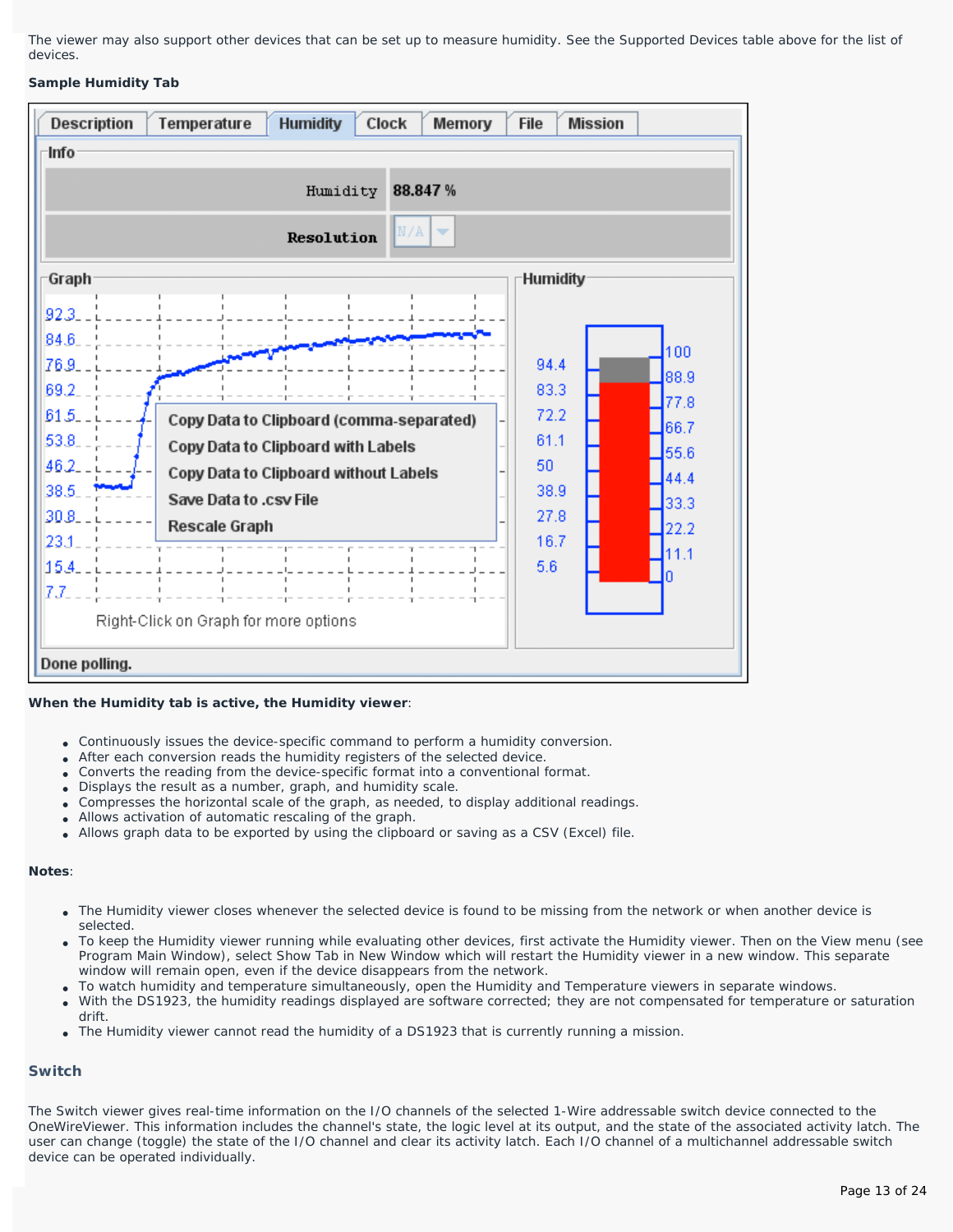The viewer may also support other devices that can be set up to measure humidity. See the Supported Devices table above for the list of devices.

**Sample Humidity Tab**

**When the Humidity tab is active, the Humidity viewer**:

- Continuously issues the device-specific command to perform a humidity conversion.
- After each conversion reads the humidity registers of the selected device.
- Converts the reading from the device-specific format into a conventional format.
- Displays the result as a number, graph, and humidity scale.
- Compresses the horizontal scale of the graph, as needed, to display additional readings.
- Allows activation of automatic rescaling of the graph.
- Allows graph data to be exported by using the clipboard or saving as a CSV (Excel) file.

**Notes**:

- The Humidity viewer closes whenever the selected device is found to be missing from the network or when another device is selected.
- To keep the Humidity viewer running while evaluating other devices, first activate the Humidity viewer. Then on the View menu (see Program Main Window), select Show Tab in New Window which will restart the Humidity viewer in a new window. This separate window will remain open, even if the device disappears from the network.
- To watch humidity and temperature simultaneously, open the Humidity and Temperature viewers in separate windows.
- With the DS1923, the humidity readings displayed are software corrected; they are not compensated for temperature or saturation drift.
- The Humidity viewer cannot read the humidity of a DS1923 that is currently running a mission.

## Switch

The Switch viewer gives real-time information on the I/O channels of the selected 1-Wire addressable switch device connected to the OneWireViewer. This information includes the channel's state, the logic level at its output, and the state of the associated activity latch. The user can change (toggle) the state of the I/O channel and clear its activity latch. Each I/O channel of a multichannel addressable switch device can be operated individually.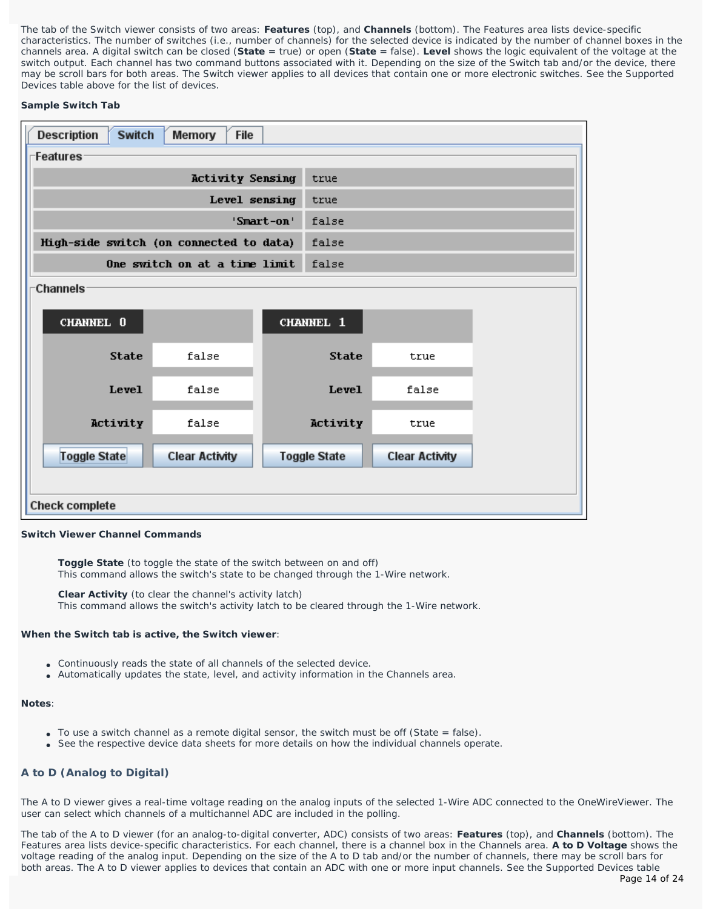The tab of the Switch viewer consists of two areas: **Features** (top), and **Channels** (bottom). The Features area lists device-specific characteristics. The number of switches (i.e., number of channels) for the selected device is indicated by the number of channel boxes in the channels area. A digital switch can be closed (**State** = true) or open (**State** = false). **Level** shows the logic equivalent of the voltage at the switch output. Each channel has two command buttons associated with it. Depending on the size of the Switch tab and/or the device, there may be scroll bars for both areas. The Switch viewer applies to all devices that contain one or more electronic switches. See the Supported Devices table above for the list of devices.

**Sample Switch Tab**

**Switch Viewer Channel Commands**

> **Toggle State** (to toggle the state of the switch between on and off)
> This command allows the switch's state to be changed through the 1-Wire network.
>
> **Clear Activity** (to clear the channel's activity latch)
> This command allows the switch's activity latch to be cleared through the 1-Wire network.

**When the Switch tab is active, the Switch viewer**:

- Continuously reads the state of all channels of the selected device.
- Automatically updates the state, level, and activity information in the Channels area.

**Notes**:

- To use a switch channel as a remote digital sensor, the switch must be off (State = false).
- See the respective device data sheets for more details on how the individual channels operate.

### A to D (Analog to Digital)

The A to D viewer gives a real-time voltage reading on the analog inputs of the selected 1-Wire ADC connected to the OneWireViewer. The user can select which channels of a multichannel ADC are included in the polling.

The tab of the A to D viewer (for an analog-to-digital converter, ADC) consists of two areas: **Features** (top), and **Channels** (bottom). The Features area lists device-specific characteristics. For each channel, there is a channel box in the Channels area. **A to D Voltage** shows the voltage reading of the analog input. Depending on the size of the A to D tab and/or the number of channels, there may be scroll bars for both areas. The A to D viewer applies to devices that contain an ADC with one or more input channels. See the Supported Devices table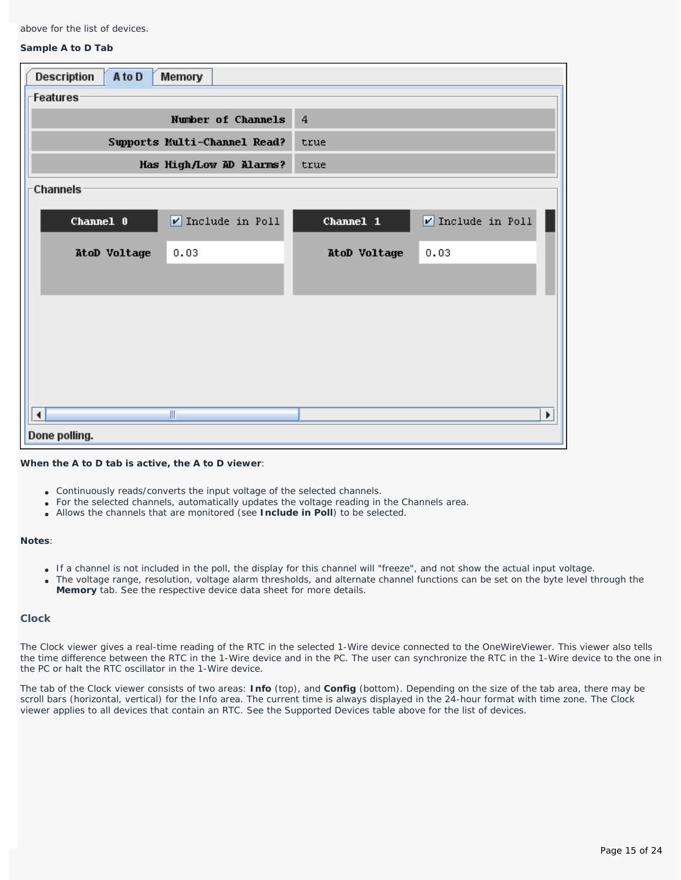above for the list of devices.

**Sample A to D Tab**

| Description | A to D | Memory |
|---|---|---|

**Features**

| Number of Channels | 4 |
|---|---|
| Supports Multi-Channel Read? | true |
| Has High/Low AD Alarms? | true |

**Channels**

| Channel 0 | Include in Poll | Channel 1 | Include in Poll |
|---|---|---|---|
| AtoD Voltage | 0.03 | AtoD Voltage | 0.03 |

Done polling.

**When the A to D tab is active, the A to D viewer**:

- Continuously reads/converts the input voltage of the selected channels.
- For the selected channels, automatically updates the voltage reading in the Channels area.
- Allows the channels that are monitored (see **Include in Poll**) to be selected.

**Notes**:

- If a channel is not included in the poll, the display for this channel will "freeze", and not show the actual input voltage.
- The voltage range, resolution, voltage alarm thresholds, and alternate channel functions can be set on the byte level through the **Memory** tab. See the respective device data sheet for more details.

## Clock

The Clock viewer gives a real-time reading of the RTC in the selected 1-Wire device connected to the OneWireViewer. This viewer also tells the time difference between the RTC in the 1-Wire device and in the PC. The user can synchronize the RTC in the 1-Wire device to the one in the PC or halt the RTC oscillator in the 1-Wire device.

The tab of the Clock viewer consists of two areas: **Info** (top), and **Config** (bottom). Depending on the size of the tab area, there may be scroll bars (horizontal, vertical) for the Info area. The current time is always displayed in the 24-hour format with time zone. The Clock viewer applies to all devices that contain an RTC. See the Supported Devices table above for the list of devices.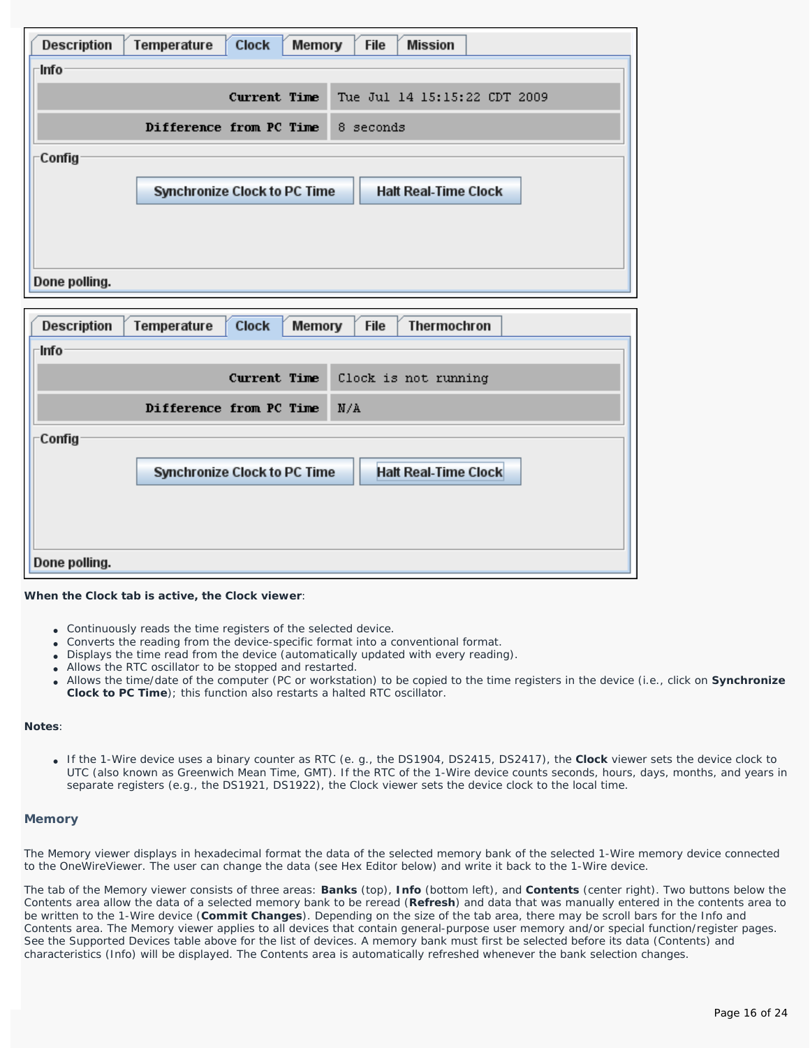**When the Clock tab is active, the Clock viewer**:

- Continuously reads the time registers of the selected device.
- Converts the reading from the device-specific format into a conventional format.
- Displays the time read from the device (automatically updated with every reading).
- Allows the RTC oscillator to be stopped and restarted.
- Allows the time/date of the computer (PC or workstation) to be copied to the time registers in the device (i.e., click on **Synchronize Clock to PC Time**); this function also restarts a halted RTC oscillator.

**Notes**:

- If the 1-Wire device uses a binary counter as RTC (e. g., the DS1904, DS2415, DS2417), the **Clock** viewer sets the device clock to UTC (also known as Greenwich Mean Time, GMT). If the RTC of the 1-Wire device counts seconds, hours, days, months, and years in separate registers (e.g., the DS1921, DS1922), the Clock viewer sets the device clock to the local time.

### Memory

The Memory viewer displays in hexadecimal format the data of the selected memory bank of the selected 1-Wire memory device connected to the OneWireViewer. The user can change the data (see Hex Editor below) and write it back to the 1-Wire device.

The tab of the Memory viewer consists of three areas: **Banks** (top), **Info** (bottom left), and **Contents** (center right). Two buttons below the Contents area allow the data of a selected memory bank to be reread (**Refresh**) and data that was manually entered in the contents area to be written to the 1-Wire device (**Commit Changes**). Depending on the size of the tab area, there may be scroll bars for the Info and Contents area. The Memory viewer applies to all devices that contain general-purpose user memory and/or special function/register pages. See the Supported Devices table above for the list of devices. A memory bank must first be selected before its data (Contents) and characteristics (Info) will be displayed. The Contents area is automatically refreshed whenever the bank selection changes.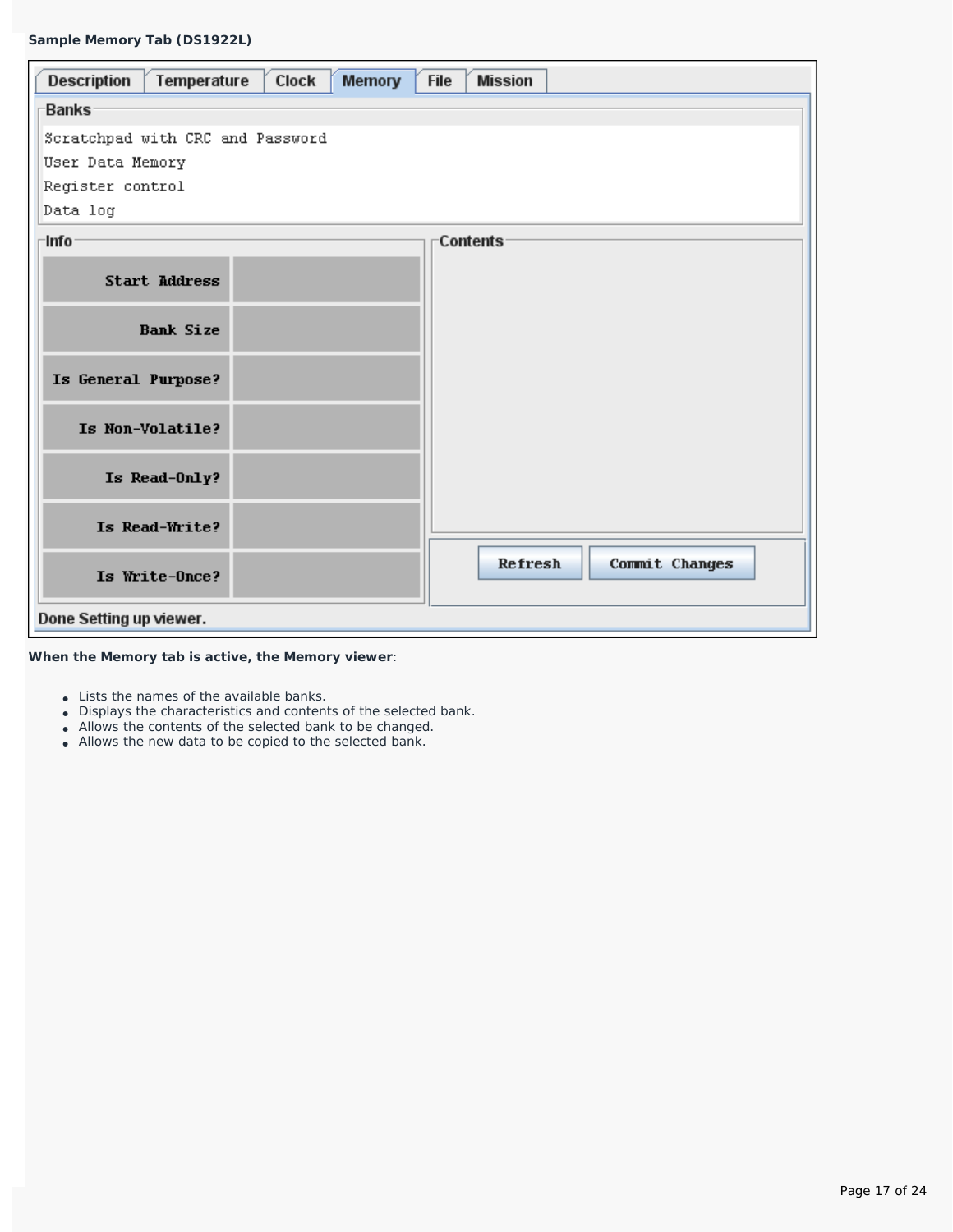**Sample Memory Tab (DS1922L)**

Description | Temperature | Clock | Memory | File | Mission

Banks

Scratchpad with CRC and Password
User Data Memory
Register control
Data log

Info

| | |
|---|---|
| Start Address | |
| Bank Size | |
| Is General Purpose? | |
| Is Non-Volatile? | |
| Is Read-Only? | |
| Is Read-Write? | |
| Is Write-Once? | |

Contents

Refresh | Commit Changes

Done Setting up viewer.

**When the Memory tab is active, the Memory viewer**:

- Lists the names of the available banks.
- Displays the characteristics and contents of the selected bank.
- Allows the contents of the selected bank to be changed.
- Allows the new data to be copied to the selected bank.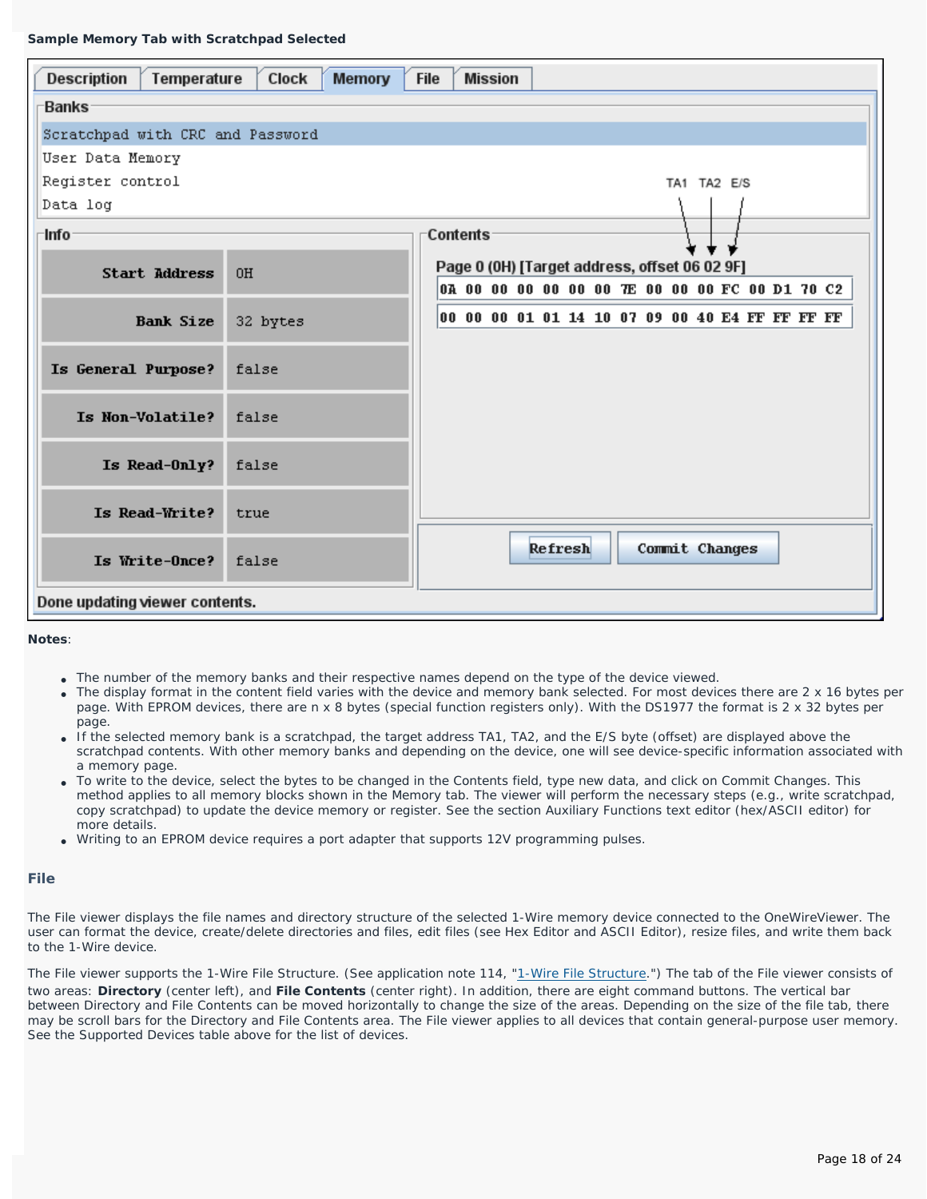**Sample Memory Tab with Scratchpad Selected**

Description | Temperature | Clock | Memory | File | Mission

Banks

- Scratchpad with CRC and Password
- User Data Memory
- Register control
- Data log

Info

| | |
|---|---|
| Start Address | 0H |
| Bank Size | 32 bytes |
| Is General Purpose? | false |
| Is Non-Volatile? | false |
| Is Read-Only? | false |
| Is Read-Write? | true |
| Is Write-Once? | false |

Contents

TA1 TA2 E/S

Page 0 (0H) [Target address, offset 06 02 9F]

```
0A 00 00 00 00 00 00 7E 00 00 00 FC 00 D1 70 C2
00 00 00 01 01 14 10 07 09 00 40 E4 FF FF FF FF
```

Refresh | Commit Changes

Done updating viewer contents.

**Notes**:

- The number of the memory banks and their respective names depend on the type of the device viewed.
- The display format in the content field varies with the device and memory bank selected. For most devices there are 2 x 16 bytes per page. With EPROM devices, there are n x 8 bytes (special function registers only). With the DS1977 the format is 2 x 32 bytes per page.
- If the selected memory bank is a scratchpad, the target address TA1, TA2, and the E/S byte (offset) are displayed above the scratchpad contents. With other memory banks and depending on the device, one will see device-specific information associated with a memory page.
- To write to the device, select the bytes to be changed in the Contents field, type new data, and click on Commit Changes. This method applies to all memory blocks shown in the Memory tab. The viewer will perform the necessary steps (e.g., write scratchpad, copy scratchpad) to update the device memory or register. See the section Auxiliary Functions text editor (hex/ASCII editor) for more details.
- Writing to an EPROM device requires a port adapter that supports 12V programming pulses.

### File

The File viewer displays the file names and directory structure of the selected 1-Wire memory device connected to the OneWireViewer. The user can format the device, create/delete directories and files, edit files (see Hex Editor and ASCII Editor), resize files, and write them back to the 1-Wire device.

The File viewer supports the 1-Wire File Structure. (See application note 114, "1-Wire File Structure.") The tab of the File viewer consists of two areas: **Directory** (center left), and **File Contents** (center right). In addition, there are eight command buttons. The vertical bar between Directory and File Contents can be moved horizontally to change the size of the areas. Depending on the size of the file tab, there may be scroll bars for the Directory and File Contents area. The File viewer applies to all devices that contain general-purpose user memory. See the Supported Devices table above for the list of devices.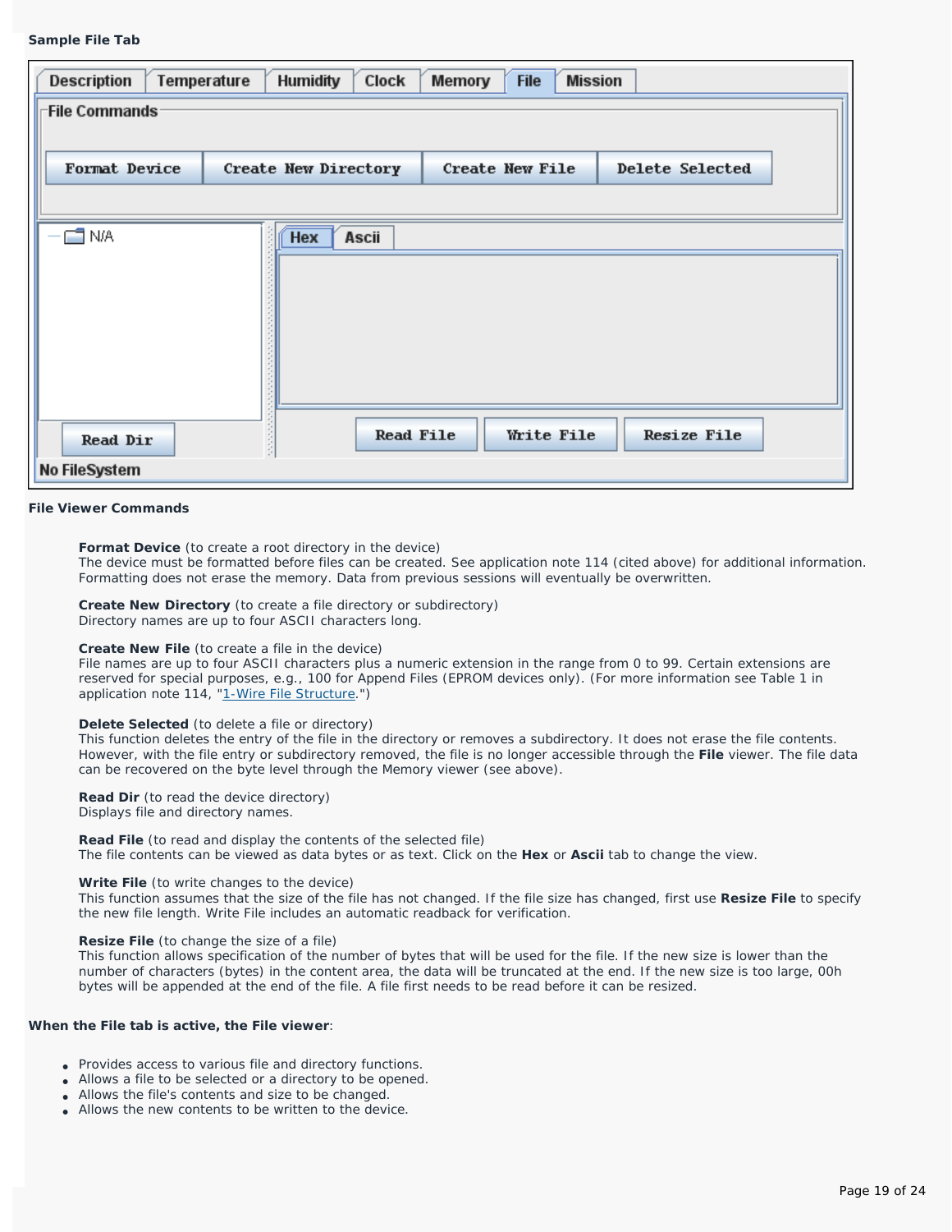**Sample File Tab**

**File Viewer Commands**

**Format Device** (to create a root directory in the device)
The device must be formatted before files can be created. See application note 114 (cited above) for additional information. Formatting does not erase the memory. Data from previous sessions will eventually be overwritten.

**Create New Directory** (to create a file directory or subdirectory)
Directory names are up to four ASCII characters long.

**Create New File** (to create a file in the device)
File names are up to four ASCII characters plus a numeric extension in the range from 0 to 99. Certain extensions are reserved for special purposes, e.g., 100 for Append Files (EPROM devices only). (For more information see Table 1 in application note 114, "1-Wire File Structure.")

**Delete Selected** (to delete a file or directory)
This function deletes the entry of the file in the directory or removes a subdirectory. It does not erase the file contents. However, with the file entry or subdirectory removed, the file is no longer accessible through the **File** viewer. The file data can be recovered on the byte level through the Memory viewer (see above).

**Read Dir** (to read the device directory)
Displays file and directory names.

**Read File** (to read and display the contents of the selected file)
The file contents can be viewed as data bytes or as text. Click on the **Hex** or **Ascii** tab to change the view.

**Write File** (to write changes to the device)
This function assumes that the size of the file has not changed. If the file size has changed, first use **Resize File** to specify the new file length. Write File includes an automatic readback for verification.

**Resize File** (to change the size of a file)
This function allows specification of the number of bytes that will be used for the file. If the new size is lower than the number of characters (bytes) in the content area, the data will be truncated at the end. If the new size is too large, 00h bytes will be appended at the end of the file. A file first needs to be read before it can be resized.

**When the File tab is active, the File viewer**:

- Provides access to various file and directory functions.
- Allows a file to be selected or a directory to be opened.
- Allows the file's contents and size to be changed.
- Allows the new contents to be written to the device.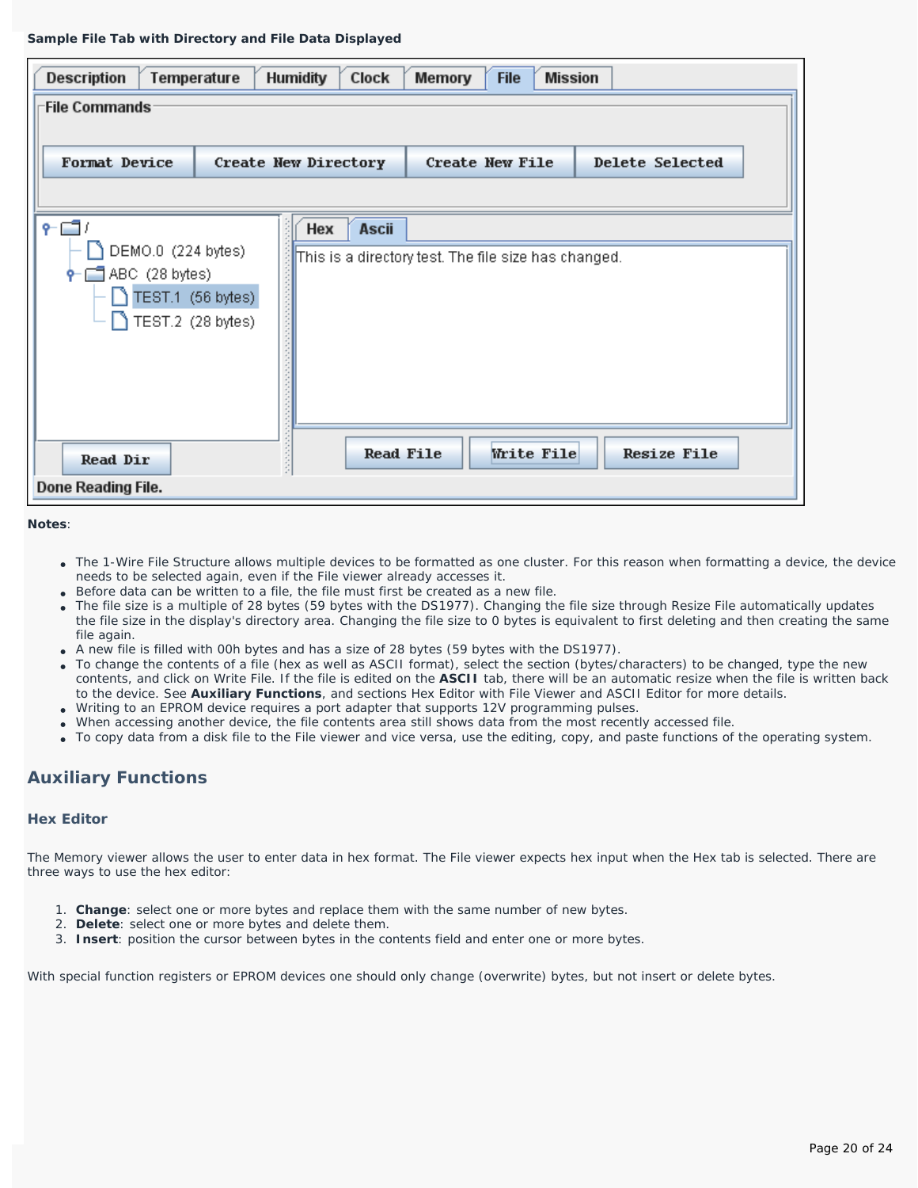**Sample File Tab with Directory and File Data Displayed**

Description | Temperature | Humidity | Clock | Memory | File | Mission

File Commands

Format Device | Create New Directory | Create New File | Delete Selected

/
DEMO.0 (224 bytes)
ABC (28 bytes)
TEST.1 (56 bytes)
TEST.2 (28 bytes)

Hex | Ascii

This is a directory test. The file size has changed.

Read Dir | Read File | Write File | Resize File

Done Reading File.

**Notes**:

- The 1-Wire File Structure allows multiple devices to be formatted as one cluster. For this reason when formatting a device, the device needs to be selected again, even if the File viewer already accesses it.
- Before data can be written to a file, the file must first be created as a new file.
- The file size is a multiple of 28 bytes (59 bytes with the DS1977). Changing the file size through Resize File automatically updates the file size in the display's directory area. Changing the file size to 0 bytes is equivalent to first deleting and then creating the same file again.
- A new file is filled with 00h bytes and has a size of 28 bytes (59 bytes with the DS1977).
- To change the contents of a file (hex as well as ASCII format), select the section (bytes/characters) to be changed, type the new contents, and click on Write File. If the file is edited on the **ASCII** tab, there will be an automatic resize when the file is written back to the device. See **Auxiliary Functions**, and sections Hex Editor with File Viewer and ASCII Editor for more details.
- Writing to an EPROM device requires a port adapter that supports 12V programming pulses.
- When accessing another device, the file contents area still shows data from the most recently accessed file.
- To copy data from a disk file to the File viewer and vice versa, use the editing, copy, and paste functions of the operating system.

## Auxiliary Functions

### Hex Editor

The Memory viewer allows the user to enter data in hex format. The File viewer expects hex input when the Hex tab is selected. There are three ways to use the hex editor:

1. **Change**: select one or more bytes and replace them with the same number of new bytes.
2. **Delete**: select one or more bytes and delete them.
3. **Insert**: position the cursor between bytes in the contents field and enter one or more bytes.

With special function registers or EPROM devices one should only change (overwrite) bytes, but not insert or delete bytes.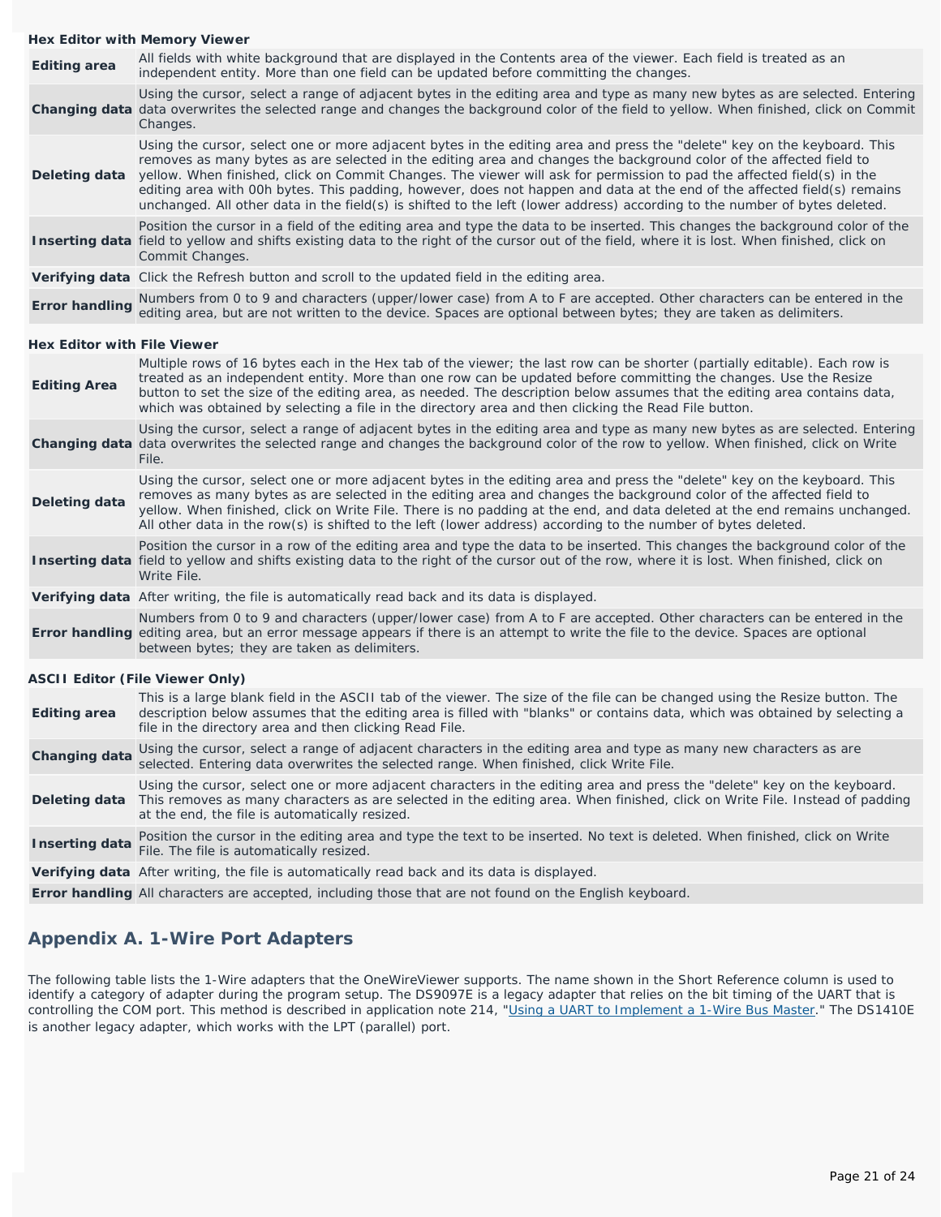**Hex Editor with Memory Viewer**

| | |
|---|---|
| **Editing area** | All fields with white background that are displayed in the Contents area of the viewer. Each field is treated as an independent entity. More than one field can be updated before committing the changes. |
| **Changing data** | Using the cursor, select a range of adjacent bytes in the editing area and type as many new bytes as are selected. Entering data overwrites the selected range and changes the background color of the field to yellow. When finished, click on Commit Changes. |
| **Deleting data** | Using the cursor, select one or more adjacent bytes in the editing area and press the "delete" key on the keyboard. This removes as many bytes as are selected in the editing area and changes the background color of the affected field to yellow. When finished, click on Commit Changes. The viewer will ask for permission to pad the affected field(s) in the editing area with 00h bytes. This padding, however, does not happen and data at the end of the affected field(s) remains unchanged. All other data in the field(s) is shifted to the left (lower address) according to the number of bytes deleted. |
| **Inserting data** | Position the cursor in a field of the editing area and type the data to be inserted. This changes the background color of the field to yellow and shifts existing data to the right of the cursor out of the field, where it is lost. When finished, click on Commit Changes. |
| **Verifying data** | Click the Refresh button and scroll to the updated field in the editing area. |
| **Error handling** | Numbers from 0 to 9 and characters (upper/lower case) from A to F are accepted. Other characters can be entered in the editing area, but are not written to the device. Spaces are optional between bytes; they are taken as delimiters. |

**Hex Editor with File Viewer**

| | |
|---|---|
| **Editing Area** | Multiple rows of 16 bytes each in the Hex tab of the viewer; the last row can be shorter (partially editable). Each row is treated as an independent entity. More than one row can be updated before committing the changes. Use the Resize button to set the size of the editing area, as needed. The description below assumes that the editing area contains data, which was obtained by selecting a file in the directory area and then clicking the Read File button. |
| **Changing data** | Using the cursor, select a range of adjacent bytes in the editing area and type as many new bytes as are selected. Entering data overwrites the selected range and changes the background color of the row to yellow. When finished, click on Write File. |
| **Deleting data** | Using the cursor, select one or more adjacent bytes in the editing area and press the "delete" key on the keyboard. This removes as many bytes as are selected in the editing area and changes the background color of the affected field to yellow. When finished, click on Write File. There is no padding at the end, and data deleted at the end remains unchanged. All other data in the row(s) is shifted to the left (lower address) according to the number of bytes deleted. |
| **Inserting data** | Position the cursor in a row of the editing area and type the data to be inserted. This changes the background color of the field to yellow and shifts existing data to the right of the cursor out of the row, where it is lost. When finished, click on Write File. |
| **Verifying data** | After writing, the file is automatically read back and its data is displayed. |
| **Error handling** | Numbers from 0 to 9 and characters (upper/lower case) from A to F are accepted. Other characters can be entered in the editing area, but an error message appears if there is an attempt to write the file to the device. Spaces are optional between bytes; they are taken as delimiters. |

**ASCII Editor (File Viewer Only)**

| | |
|---|---|
| **Editing area** | This is a large blank field in the ASCII tab of the viewer. The size of the file can be changed using the Resize button. The description below assumes that the editing area is filled with "blanks" or contains data, which was obtained by selecting a file in the directory area and then clicking Read File. |
| **Changing data** | Using the cursor, select a range of adjacent characters in the editing area and type as many new characters as are selected. Entering data overwrites the selected range. When finished, click Write File. |
| **Deleting data** | Using the cursor, select one or more adjacent characters in the editing area and press the "delete" key on the keyboard. This removes as many characters as are selected in the editing area. When finished, click on Write File. Instead of padding at the end, the file is automatically resized. |
| **Inserting data** | Position the cursor in the editing area and type the text to be inserted. No text is deleted. When finished, click on Write File. The file is automatically resized. |
| **Verifying data** | After writing, the file is automatically read back and its data is displayed. |
| **Error handling** | All characters are accepted, including those that are not found on the English keyboard. |

## Appendix A. 1-Wire Port Adapters

The following table lists the 1-Wire adapters that the OneWireViewer supports. The name shown in the Short Reference column is used to identify a category of adapter during the program setup. The DS9097E is a legacy adapter that relies on the bit timing of the UART that is controlling the COM port. This method is described in application note 214, "Using a UART to Implement a 1-Wire Bus Master." The DS1410E is another legacy adapter, which works with the LPT (parallel) port.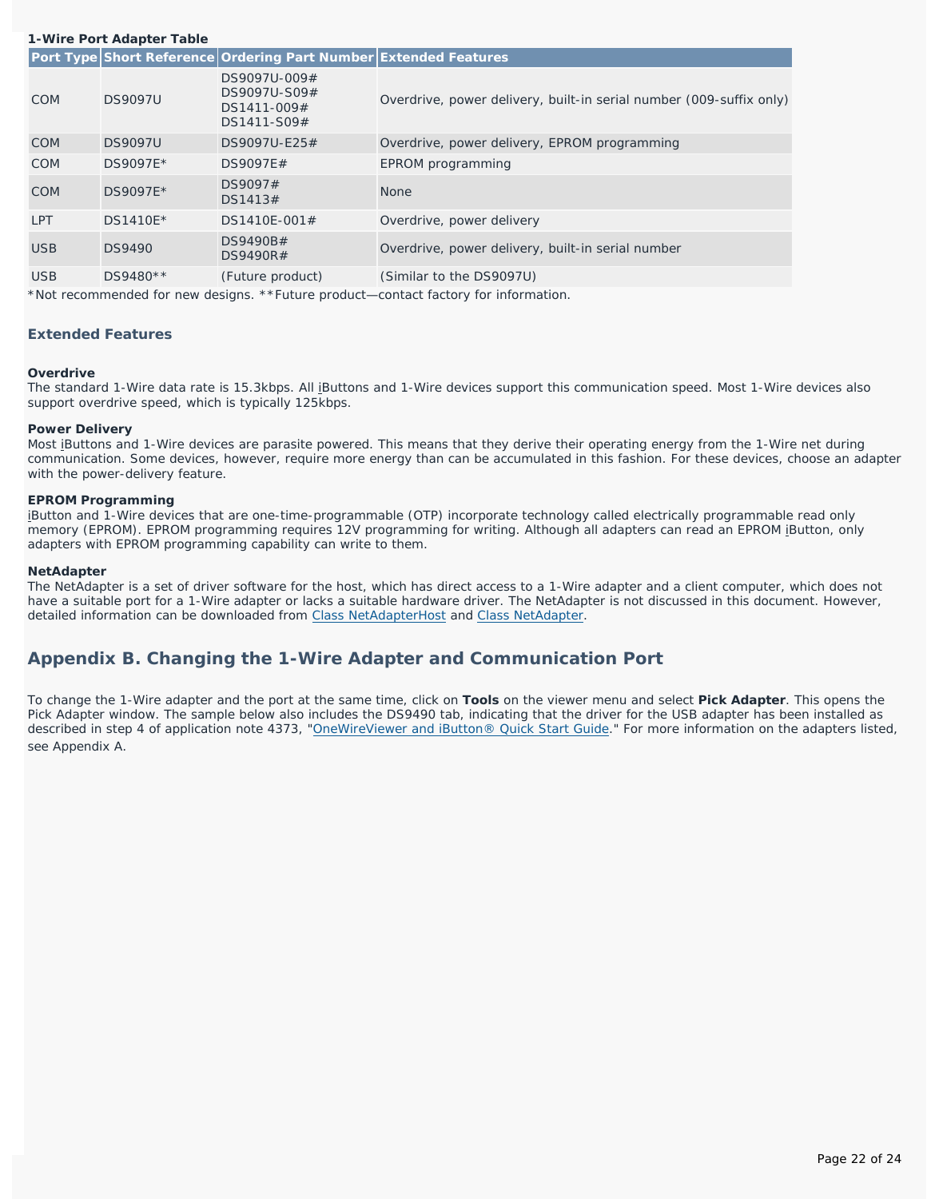**1-Wire Port Adapter Table**

| Port Type | Short Reference | Ordering Part Number | Extended Features |
|---|---|---|---|
| COM | DS9097U | DS9097U-009#<br>DS9097U-S09#<br>DS1411-009#<br>DS1411-S09# | Overdrive, power delivery, built-in serial number (009-suffix only) |
| COM | DS9097U | DS9097U-E25# | Overdrive, power delivery, EPROM programming |
| COM | DS9097E* | DS9097E# | EPROM programming |
| COM | DS9097E* | DS9097#<br>DS1413# | None |
| LPT | DS1410E* | DS1410E-001# | Overdrive, power delivery |
| USB | DS9490 | DS9490B#<br>DS9490R# | Overdrive, power delivery, built-in serial number |
| USB | DS9480** | (Future product) | (Similar to the DS9097U) |

*Not recommended for new designs. **Future product—contact factory for information.

### Extended Features

**Overdrive**
The standard 1-Wire data rate is 15.3kbps. All iButtons and 1-Wire devices support this communication speed. Most 1-Wire devices also support overdrive speed, which is typically 125kbps.

**Power Delivery**
Most iButtons and 1-Wire devices are parasite powered. This means that they derive their operating energy from the 1-Wire net during communication. Some devices, however, require more energy than can be accumulated in this fashion. For these devices, choose an adapter with the power-delivery feature.

**EPROM Programming**
iButton and 1-Wire devices that are one-time-programmable (OTP) incorporate technology called electrically programmable read only memory (EPROM). EPROM programming requires 12V programming for writing. Although all adapters can read an EPROM iButton, only adapters with EPROM programming capability can write to them.

**NetAdapter**
The NetAdapter is a set of driver software for the host, which has direct access to a 1-Wire adapter and a client computer, which does not have a suitable port for a 1-Wire adapter or lacks a suitable hardware driver. The NetAdapter is not discussed in this document. However, detailed information can be downloaded from Class NetAdapterHost and Class NetAdapter.

## Appendix B. Changing the 1-Wire Adapter and Communication Port

To change the 1-Wire adapter and the port at the same time, click on **Tools** on the viewer menu and select **Pick Adapter**. This opens the Pick Adapter window. The sample below also includes the DS9490 tab, indicating that the driver for the USB adapter has been installed as described in step 4 of application note 4373, "OneWireViewer and iButton® Quick Start Guide." For more information on the adapters listed, see Appendix A.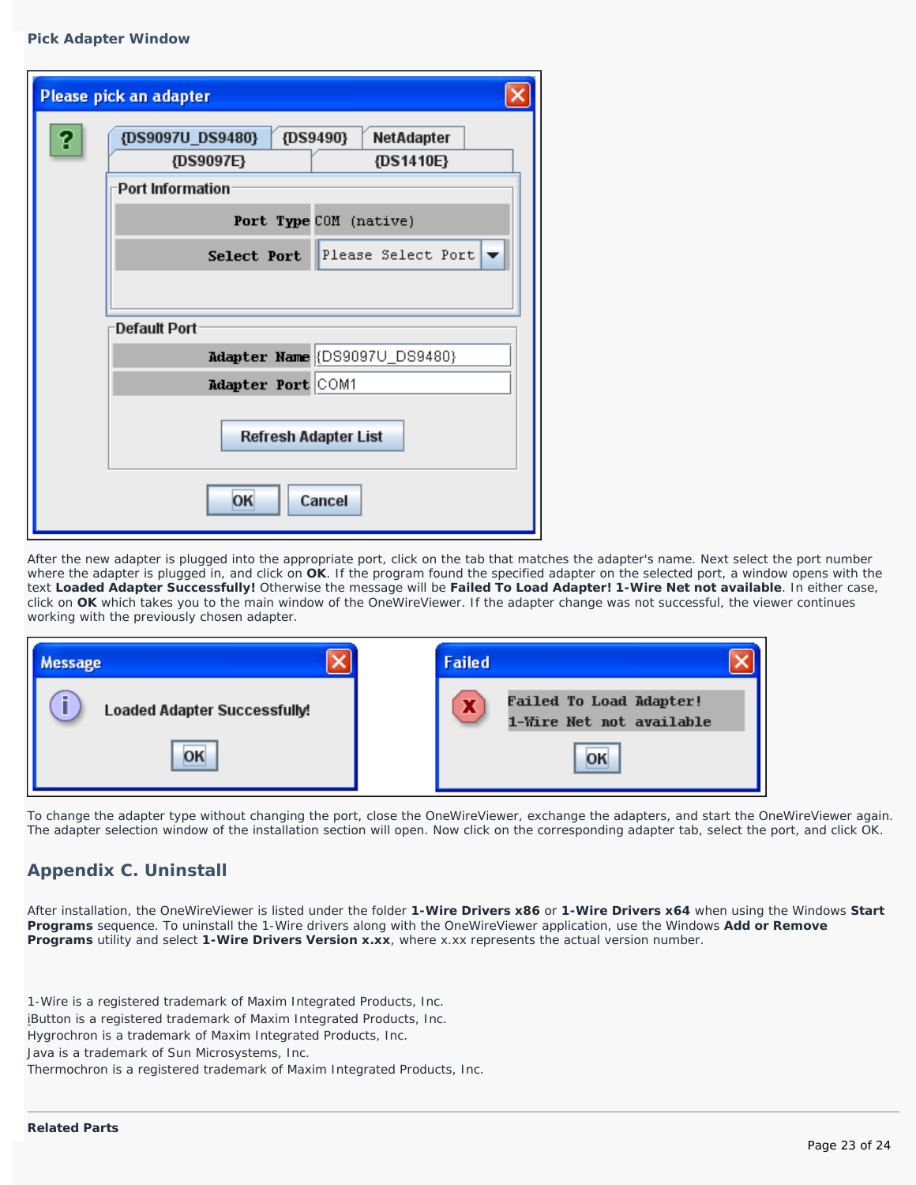**Pick Adapter Window**

After the new adapter is plugged into the appropriate port, click on the tab that matches the adapter's name. Next select the port number where the adapter is plugged in, and click on **OK**. If the program found the specified adapter on the selected port, a window opens with the text **Loaded Adapter Successfully!** Otherwise the message will be **Failed To Load Adapter! 1-Wire Net not available**. In either case, click on **OK** which takes you to the main window of the OneWireViewer. If the adapter change was not successful, the viewer continues working with the previously chosen adapter.

To change the adapter type without changing the port, close the OneWireViewer, exchange the adapters, and start the OneWireViewer again. The adapter selection window of the installation section will open. Now click on the corresponding adapter tab, select the port, and click OK.

## Appendix C. Uninstall

After installation, the OneWireViewer is listed under the folder **1-Wire Drivers x86** or **1-Wire Drivers x64** when using the Windows **Start Programs** sequence. To uninstall the 1-Wire drivers along with the OneWireViewer application, use the Windows **Add or Remove Programs** utility and select **1-Wire Drivers Version x.xx**, where x.xx represents the actual version number.

1-Wire is a registered trademark of Maxim Integrated Products, Inc.
iButton is a registered trademark of Maxim Integrated Products, Inc.
Hygrochron is a trademark of Maxim Integrated Products, Inc.
Java is a trademark of Sun Microsystems, Inc.
Thermochron is a registered trademark of Maxim Integrated Products, Inc.

**Related Parts**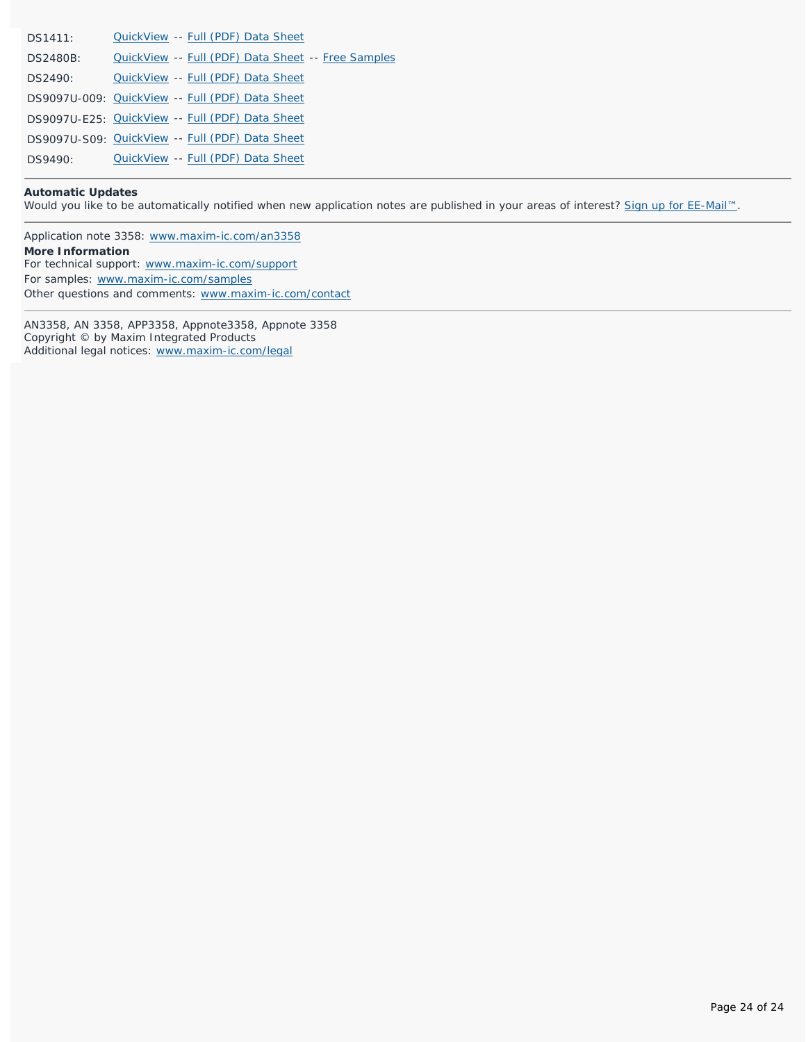| | |
|---|---|
| DS1411: | QuickView -- Full (PDF) Data Sheet |
| DS2480B: | QuickView -- Full (PDF) Data Sheet -- Free Samples |
| DS2490: | QuickView -- Full (PDF) Data Sheet |
| DS9097U-009: | QuickView -- Full (PDF) Data Sheet |
| DS9097U-E25: | QuickView -- Full (PDF) Data Sheet |
| DS9097U-S09: | QuickView -- Full (PDF) Data Sheet |
| DS9490: | QuickView -- Full (PDF) Data Sheet |

---

**Automatic Updates**
Would you like to be automatically notified when new application notes are published in your areas of interest? Sign up for EE-Mail™.

---

Application note 3358: www.maxim-ic.com/an3358
**More Information**
For technical support: www.maxim-ic.com/support
For samples: www.maxim-ic.com/samples
Other questions and comments: www.maxim-ic.com/contact

---

AN3358, AN 3358, APP3358, Appnote3358, Appnote 3358
Copyright © by Maxim Integrated Products
Additional legal notices: www.maxim-ic.com/legal